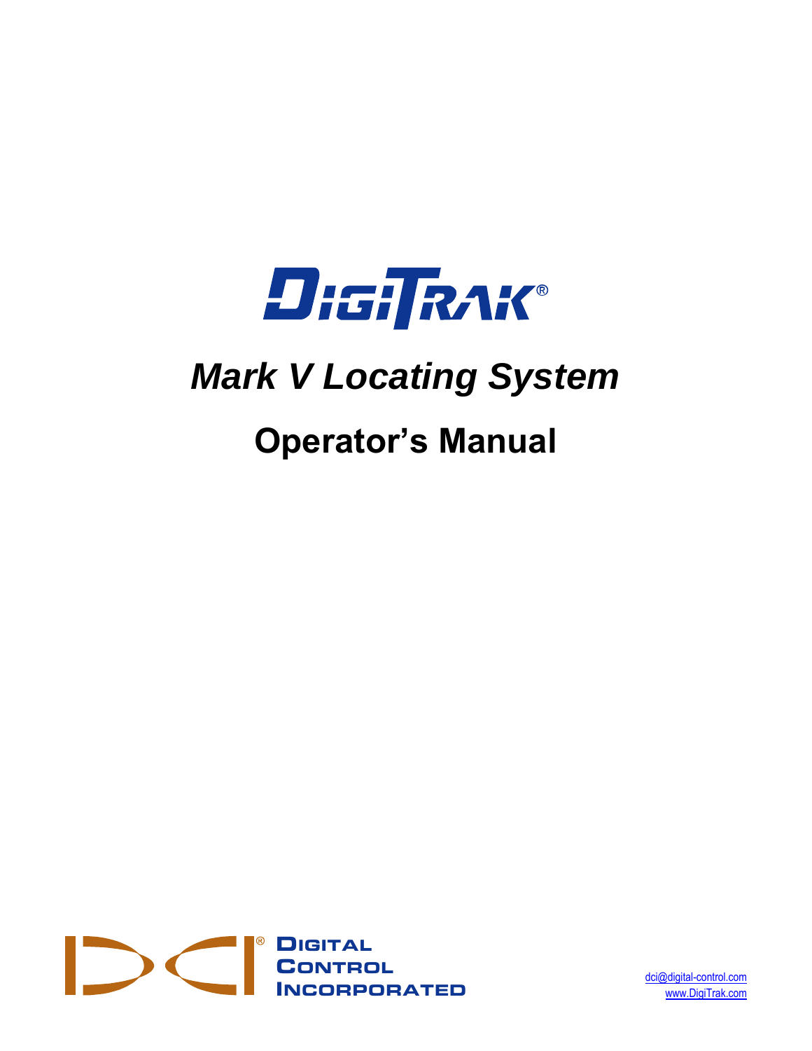# DigiTrak®

# *Mark V Locating System*

## Operator's Manual

**Digital Control Incorporated**

dci@digital-control.com
www.DigiTrak.com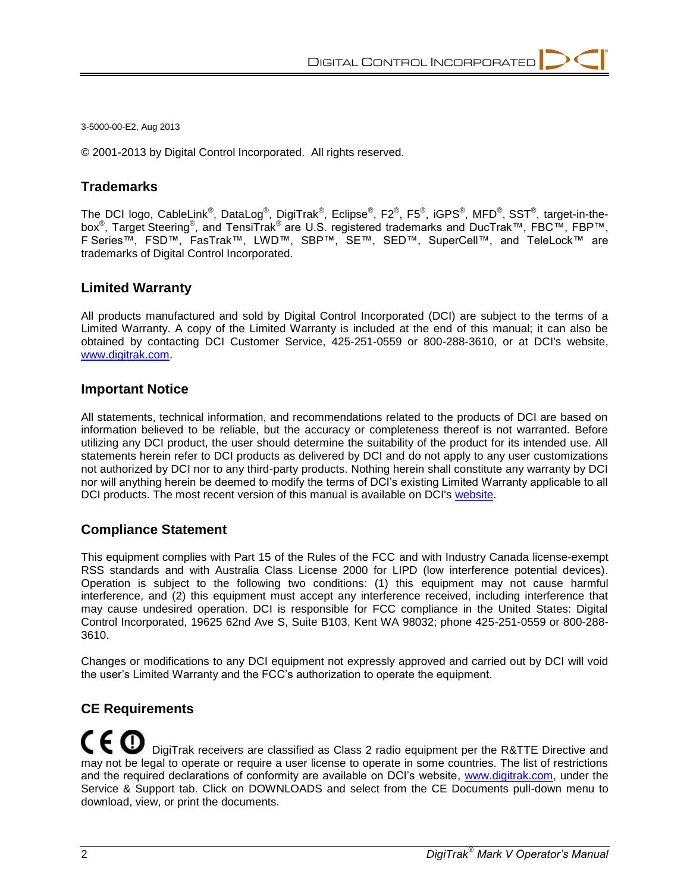3-5000-00-E2, Aug 2013

© 2001-2013 by Digital Control Incorporated. All rights reserved.

## Trademarks

The DCI logo, CableLink®, DataLog®, DigiTrak®, Eclipse®, F2®, F5®, iGPS®, MFD®, SST®, target-in-the-box®, Target Steering®, and TensiTrak® are U.S. registered trademarks and DucTrak™, FBC™, FBP™, F Series™, FSD™, FasTrak™, LWD™, SBP™, SE™, SED™, SuperCell™, and TeleLock™ are trademarks of Digital Control Incorporated.

## Limited Warranty

All products manufactured and sold by Digital Control Incorporated (DCI) are subject to the terms of a Limited Warranty. A copy of the Limited Warranty is included at the end of this manual; it can also be obtained by contacting DCI Customer Service, 425-251-0559 or 800-288-3610, or at DCI's website, www.digitrak.com.

## Important Notice

All statements, technical information, and recommendations related to the products of DCI are based on information believed to be reliable, but the accuracy or completeness thereof is not warranted. Before utilizing any DCI product, the user should determine the suitability of the product for its intended use. All statements herein refer to DCI products as delivered by DCI and do not apply to any user customizations not authorized by DCI nor to any third-party products. Nothing herein shall constitute any warranty by DCI nor will anything herein be deemed to modify the terms of DCI's existing Limited Warranty applicable to all DCI products. The most recent version of this manual is available on DCI's website.

## Compliance Statement

This equipment complies with Part 15 of the Rules of the FCC and with Industry Canada license-exempt RSS standards and with Australia Class License 2000 for LIPD (low interference potential devices). Operation is subject to the following two conditions: (1) this equipment may not cause harmful interference, and (2) this equipment must accept any interference received, including interference that may cause undesired operation. DCI is responsible for FCC compliance in the United States: Digital Control Incorporated, 19625 62nd Ave S, Suite B103, Kent WA 98032; phone 425-251-0559 or 800-288-3610.

Changes or modifications to any DCI equipment not expressly approved and carried out by DCI will void the user's Limited Warranty and the FCC's authorization to operate the equipment.

## CE Requirements

DigiTrak receivers are classified as Class 2 radio equipment per the R&TTE Directive and may not be legal to operate or require a user license to operate in some countries. The list of restrictions and the required declarations of conformity are available on DCI's website, www.digitrak.com, under the Service & Support tab. Click on DOWNLOADS and select from the CE Documents pull-down menu to download, view, or print the documents.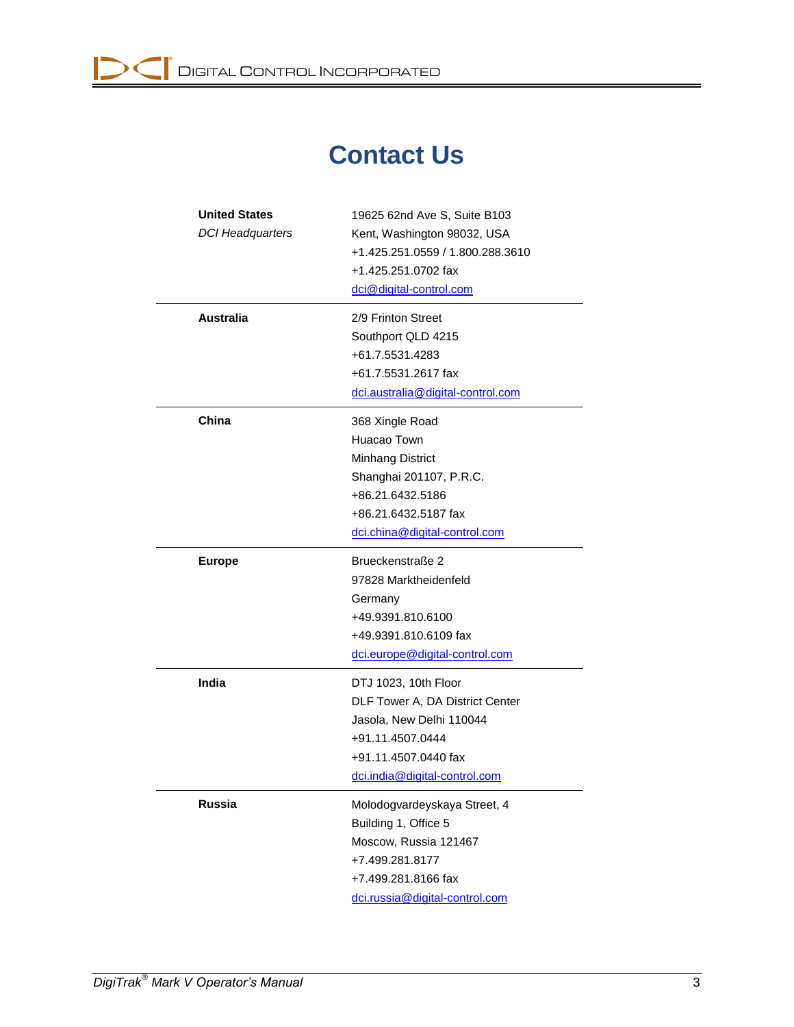# Contact Us

| | |
|---|---|
| **United States**<br>*DCI Headquarters* | 19625 62nd Ave S, Suite B103<br>Kent, Washington 98032, USA<br>+1.425.251.0559 / 1.800.288.3610<br>+1.425.251.0702 fax<br>dci@digital-control.com |
| **Australia** | 2/9 Frinton Street<br>Southport QLD 4215<br>+61.7.5531.4283<br>+61.7.5531.2617 fax<br>dci.australia@digital-control.com |
| **China** | 368 Xingle Road<br>Huacao Town<br>Minhang District<br>Shanghai 201107, P.R.C.<br>+86.21.6432.5186<br>+86.21.6432.5187 fax<br>dci.china@digital-control.com |
| **Europe** | Brueckenstraße 2<br>97828 Marktheidenfeld<br>Germany<br>+49.9391.810.6100<br>+49.9391.810.6109 fax<br>dci.europe@digital-control.com |
| **India** | DTJ 1023, 10th Floor<br>DLF Tower A, DA District Center<br>Jasola, New Delhi 110044<br>+91.11.4507.0444<br>+91.11.4507.0440 fax<br>dci.india@digital-control.com |
| **Russia** | Molodogvardeyskaya Street, 4<br>Building 1, Office 5<br>Moscow, Russia 121467<br>+7.499.281.8177<br>+7.499.281.8166 fax<br>dci.russia@digital-control.com |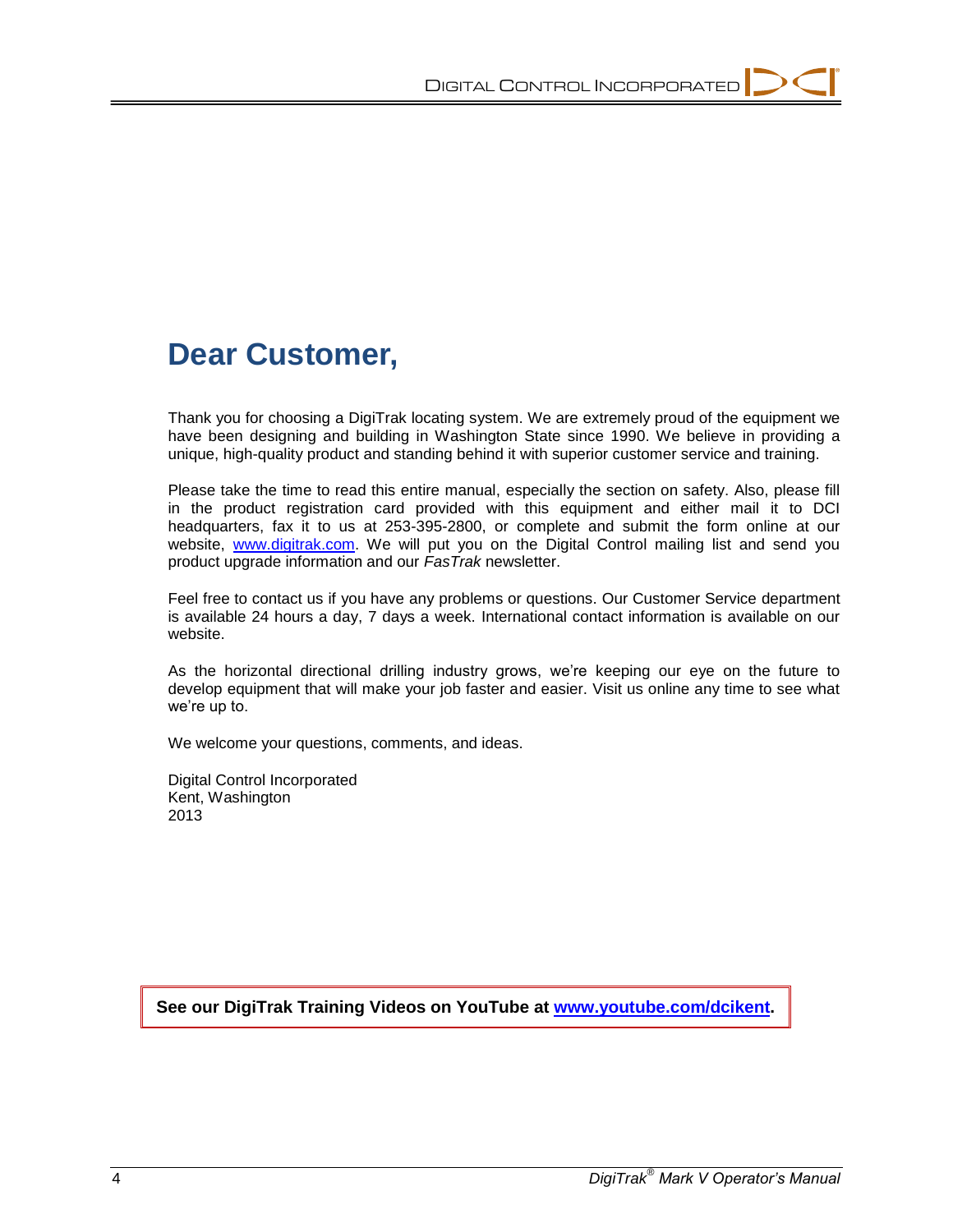# Dear Customer,

Thank you for choosing a DigiTrak locating system. We are extremely proud of the equipment we have been designing and building in Washington State since 1990. We believe in providing a unique, high-quality product and standing behind it with superior customer service and training.

Please take the time to read this entire manual, especially the section on safety. Also, please fill in the product registration card provided with this equipment and either mail it to DCI headquarters, fax it to us at 253-395-2800, or complete and submit the form online at our website, www.digitrak.com. We will put you on the Digital Control mailing list and send you product upgrade information and our *FasTrak* newsletter.

Feel free to contact us if you have any problems or questions. Our Customer Service department is available 24 hours a day, 7 days a week. International contact information is available on our website.

As the horizontal directional drilling industry grows, we're keeping our eye on the future to develop equipment that will make your job faster and easier. Visit us online any time to see what we're up to.

We welcome your questions, comments, and ideas.

Digital Control Incorporated  
Kent, Washington  
2013

**See our DigiTrak Training Videos on YouTube at www.youtube.com/dcikent.**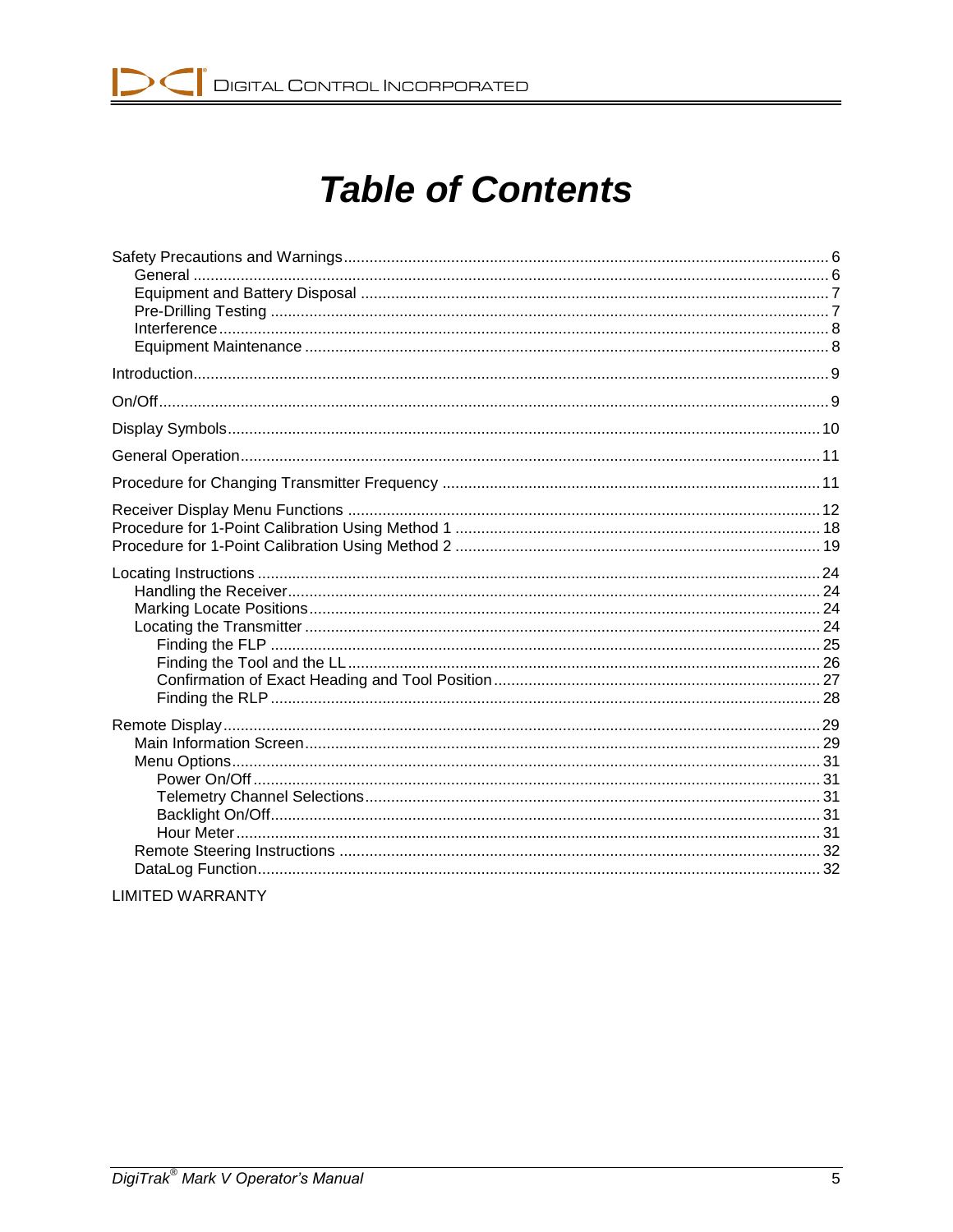# Table of Contents

- Safety Precautions and Warnings ........ 6
  - General ........ 6
  - Equipment and Battery Disposal ........ 7
  - Pre-Drilling Testing ........ 7
  - Interference ........ 8
  - Equipment Maintenance ........ 8
- Introduction ........ 9
- On/Off ........ 9
- Display Symbols ........ 10
- General Operation ........ 11
- Procedure for Changing Transmitter Frequency ........ 11
- Receiver Display Menu Functions ........ 12
- Procedure for 1-Point Calibration Using Method 1 ........ 18
- Procedure for 1-Point Calibration Using Method 2 ........ 19
- Locating Instructions ........ 24
  - Handling the Receiver ........ 24
  - Marking Locate Positions ........ 24
  - Locating the Transmitter ........ 24
    - Finding the FLP ........ 25
    - Finding the Tool and the LL ........ 26
    - Confirmation of Exact Heading and Tool Position ........ 27
    - Finding the RLP ........ 28
- Remote Display ........ 29
  - Main Information Screen ........ 29
  - Menu Options ........ 31
    - Power On/Off ........ 31
    - Telemetry Channel Selections ........ 31
    - Backlight On/Off ........ 31
    - Hour Meter ........ 31
  - Remote Steering Instructions ........ 32
  - DataLog Function ........ 32
- LIMITED WARRANTY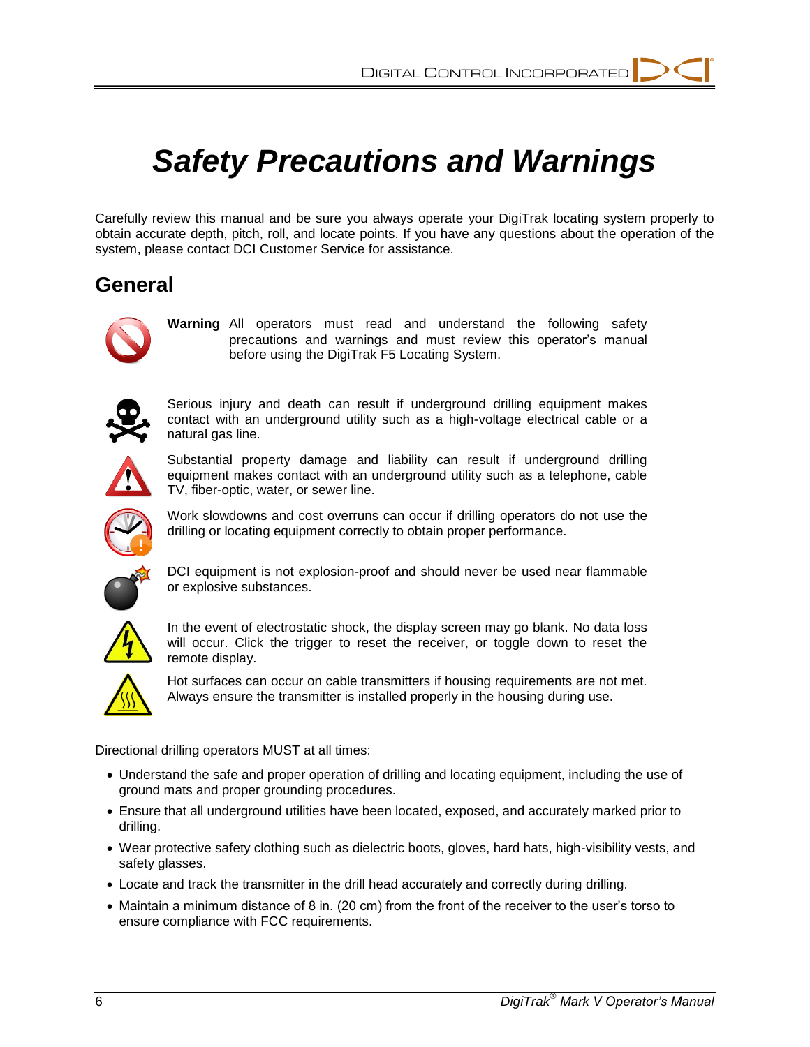# Safety Precautions and Warnings

Carefully review this manual and be sure you always operate your DigiTrak locating system properly to obtain accurate depth, pitch, roll, and locate points. If you have any questions about the operation of the system, please contact DCI Customer Service for assistance.

## General

**Warning** All operators must read and understand the following safety precautions and warnings and must review this operator's manual before using the DigiTrak F5 Locating System.

Serious injury and death can result if underground drilling equipment makes contact with an underground utility such as a high-voltage electrical cable or a natural gas line.

Substantial property damage and liability can result if underground drilling equipment makes contact with an underground utility such as a telephone, cable TV, fiber-optic, water, or sewer line.

Work slowdowns and cost overruns can occur if drilling operators do not use the drilling or locating equipment correctly to obtain proper performance.

DCI equipment is not explosion-proof and should never be used near flammable or explosive substances.

In the event of electrostatic shock, the display screen may go blank. No data loss will occur. Click the trigger to reset the receiver, or toggle down to reset the remote display.

Hot surfaces can occur on cable transmitters if housing requirements are not met. Always ensure the transmitter is installed properly in the housing during use.

Directional drilling operators MUST at all times:

- Understand the safe and proper operation of drilling and locating equipment, including the use of ground mats and proper grounding procedures.
- Ensure that all underground utilities have been located, exposed, and accurately marked prior to drilling.
- Wear protective safety clothing such as dielectric boots, gloves, hard hats, high-visibility vests, and safety glasses.
- Locate and track the transmitter in the drill head accurately and correctly during drilling.
- Maintain a minimum distance of 8 in. (20 cm) from the front of the receiver to the user's torso to ensure compliance with FCC requirements.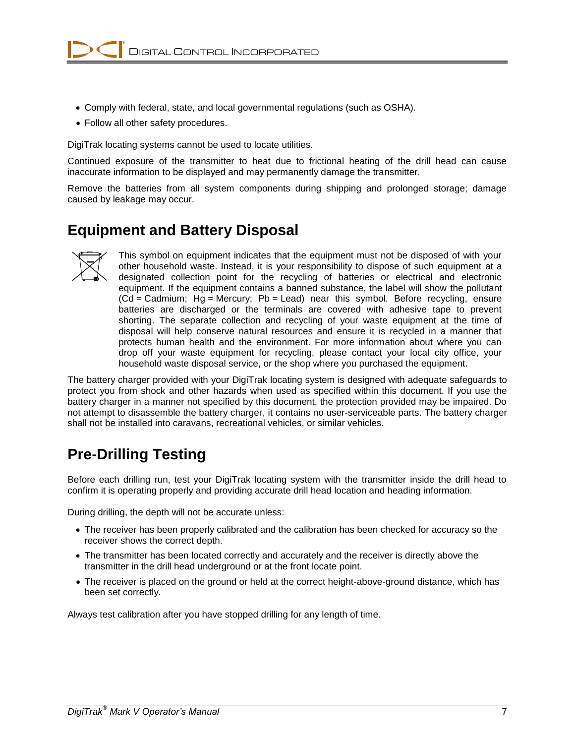- Comply with federal, state, and local governmental regulations (such as OSHA).
- Follow all other safety procedures.

DigiTrak locating systems cannot be used to locate utilities.

Continued exposure of the transmitter to heat due to frictional heating of the drill head can cause inaccurate information to be displayed and may permanently damage the transmitter.

Remove the batteries from all system components during shipping and prolonged storage; damage caused by leakage may occur.

## Equipment and Battery Disposal

This symbol on equipment indicates that the equipment must not be disposed of with your other household waste. Instead, it is your responsibility to dispose of such equipment at a designated collection point for the recycling of batteries or electrical and electronic equipment. If the equipment contains a banned substance, the label will show the pollutant (Cd = Cadmium; Hg = Mercury; Pb = Lead) near this symbol. Before recycling, ensure batteries are discharged or the terminals are covered with adhesive tape to prevent shorting. The separate collection and recycling of your waste equipment at the time of disposal will help conserve natural resources and ensure it is recycled in a manner that protects human health and the environment. For more information about where you can drop off your waste equipment for recycling, please contact your local city office, your household waste disposal service, or the shop where you purchased the equipment.

The battery charger provided with your DigiTrak locating system is designed with adequate safeguards to protect you from shock and other hazards when used as specified within this document. If you use the battery charger in a manner not specified by this document, the protection provided may be impaired. Do not attempt to disassemble the battery charger, it contains no user-serviceable parts. The battery charger shall not be installed into caravans, recreational vehicles, or similar vehicles.

## Pre-Drilling Testing

Before each drilling run, test your DigiTrak locating system with the transmitter inside the drill head to confirm it is operating properly and providing accurate drill head location and heading information.

During drilling, the depth will not be accurate unless:

- The receiver has been properly calibrated and the calibration has been checked for accuracy so the receiver shows the correct depth.
- The transmitter has been located correctly and accurately and the receiver is directly above the transmitter in the drill head underground or at the front locate point.
- The receiver is placed on the ground or held at the correct height-above-ground distance, which has been set correctly.

Always test calibration after you have stopped drilling for any length of time.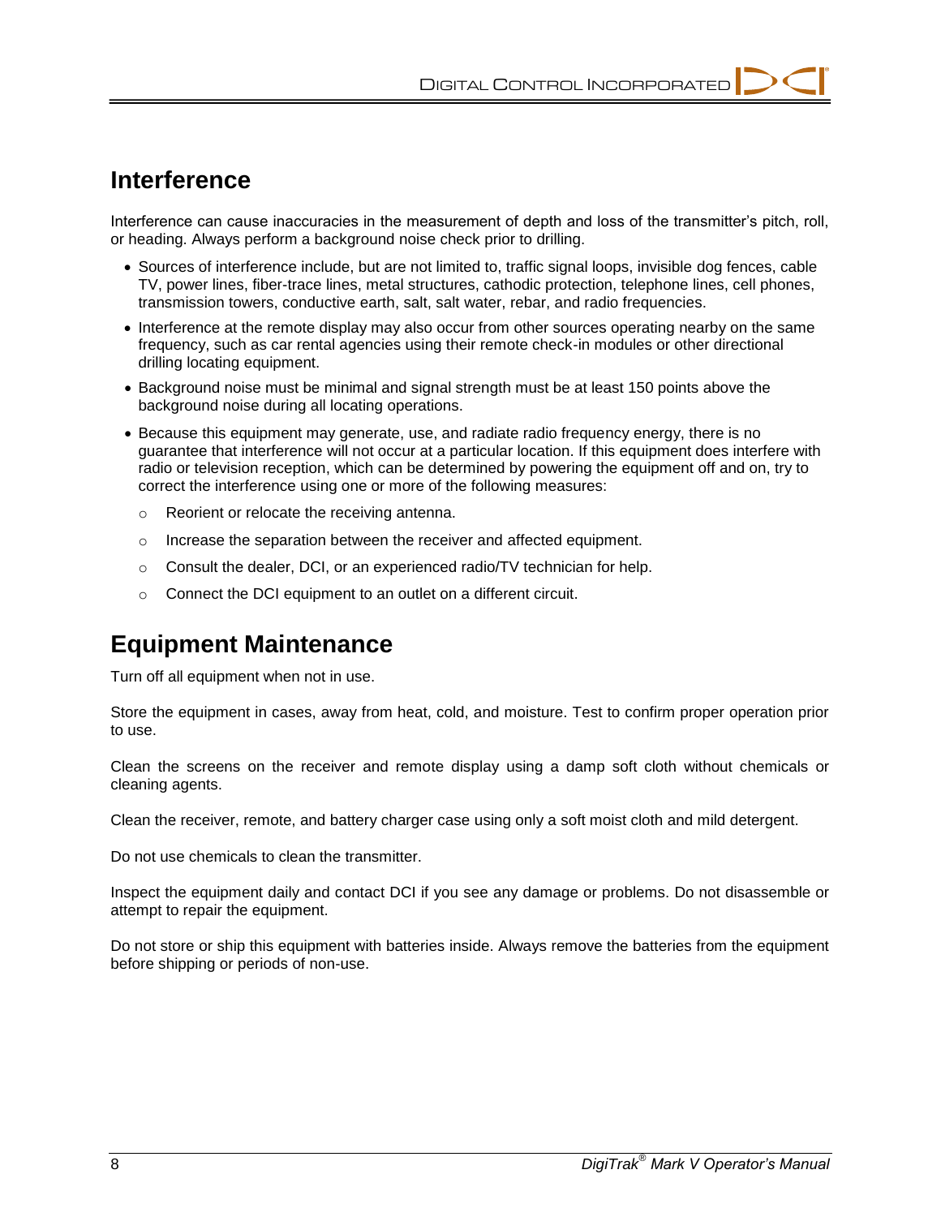## Interference

Interference can cause inaccuracies in the measurement of depth and loss of the transmitter's pitch, roll, or heading. Always perform a background noise check prior to drilling.

- Sources of interference include, but are not limited to, traffic signal loops, invisible dog fences, cable TV, power lines, fiber-trace lines, metal structures, cathodic protection, telephone lines, cell phones, transmission towers, conductive earth, salt, salt water, rebar, and radio frequencies.
- Interference at the remote display may also occur from other sources operating nearby on the same frequency, such as car rental agencies using their remote check-in modules or other directional drilling locating equipment.
- Background noise must be minimal and signal strength must be at least 150 points above the background noise during all locating operations.
- Because this equipment may generate, use, and radiate radio frequency energy, there is no guarantee that interference will not occur at a particular location. If this equipment does interfere with radio or television reception, which can be determined by powering the equipment off and on, try to correct the interference using one or more of the following measures:
  - Reorient or relocate the receiving antenna.
  - Increase the separation between the receiver and affected equipment.
  - Consult the dealer, DCI, or an experienced radio/TV technician for help.
  - Connect the DCI equipment to an outlet on a different circuit.

## Equipment Maintenance

Turn off all equipment when not in use.

Store the equipment in cases, away from heat, cold, and moisture. Test to confirm proper operation prior to use.

Clean the screens on the receiver and remote display using a damp soft cloth without chemicals or cleaning agents.

Clean the receiver, remote, and battery charger case using only a soft moist cloth and mild detergent.

Do not use chemicals to clean the transmitter.

Inspect the equipment daily and contact DCI if you see any damage or problems. Do not disassemble or attempt to repair the equipment.

Do not store or ship this equipment with batteries inside. Always remove the batteries from the equipment before shipping or periods of non-use.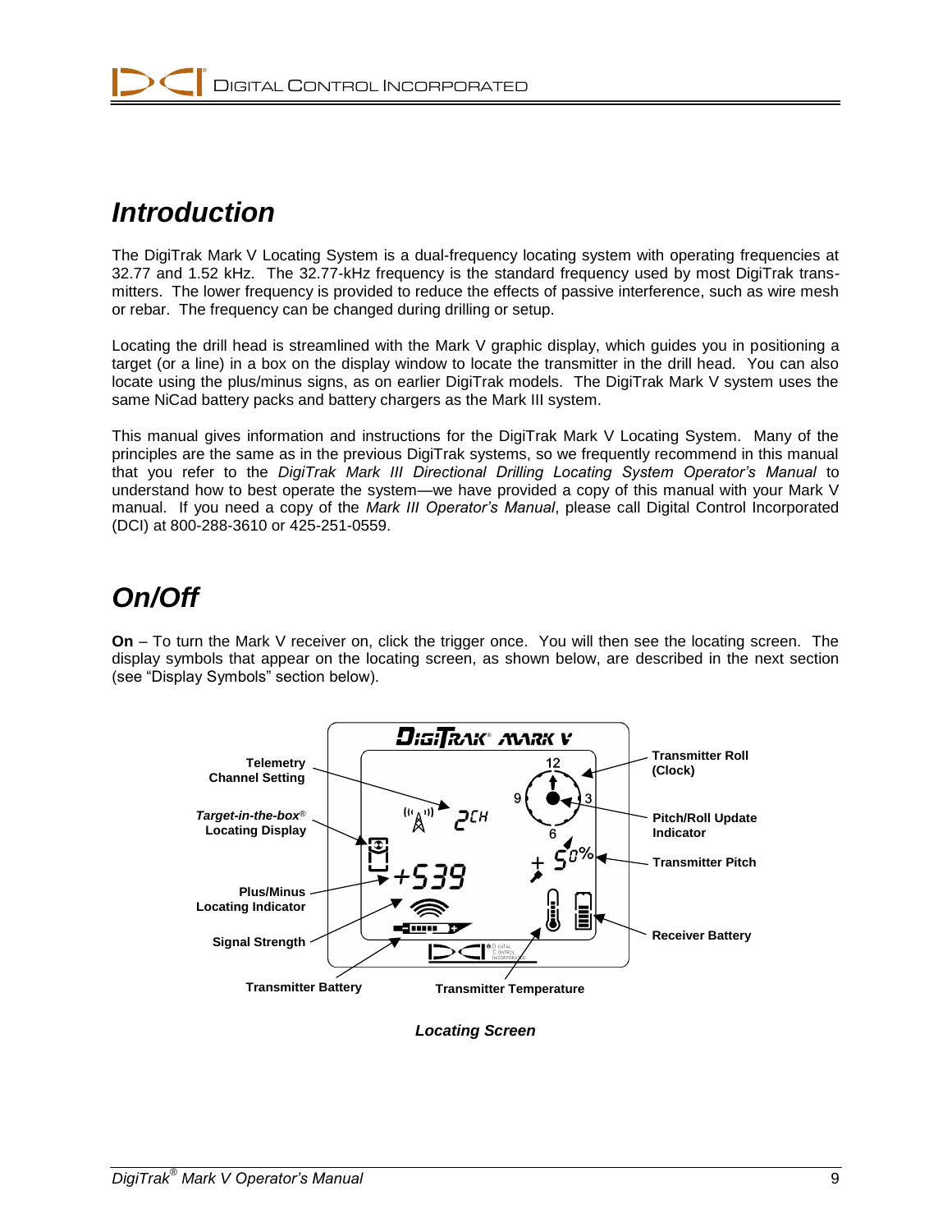# Introduction

The DigiTrak Mark V Locating System is a dual-frequency locating system with operating frequencies at 32.77 and 1.52 kHz. The 32.77-kHz frequency is the standard frequency used by most DigiTrak transmitters. The lower frequency is provided to reduce the effects of passive interference, such as wire mesh or rebar. The frequency can be changed during drilling or setup.

Locating the drill head is streamlined with the Mark V graphic display, which guides you in positioning a target (or a line) in a box on the display window to locate the transmitter in the drill head. You can also locate using the plus/minus signs, as on earlier DigiTrak models. The DigiTrak Mark V system uses the same NiCad battery packs and battery chargers as the Mark III system.

This manual gives information and instructions for the DigiTrak Mark V Locating System. Many of the principles are the same as in the previous DigiTrak systems, so we frequently recommend in this manual that you refer to the *DigiTrak Mark III Directional Drilling Locating System Operator's Manual* to understand how to best operate the system—we have provided a copy of this manual with your Mark V manual. If you need a copy of the *Mark III Operator's Manual*, please call Digital Control Incorporated (DCI) at 800-288-3610 or 425-251-0559.

# On/Off

**On** – To turn the Mark V receiver on, click the trigger once. You will then see the locating screen. The display symbols that appear on the locating screen, as shown below, are described in the next section (see "Display Symbols" section below).

Telemetry Channel Setting

*Target-in-the-box*® Locating Display

Plus/Minus Locating Indicator

Signal Strength

Transmitter Battery

Transmitter Temperature

Transmitter Roll (Clock)

Pitch/Roll Update Indicator

Transmitter Pitch

Receiver Battery

***Locating Screen***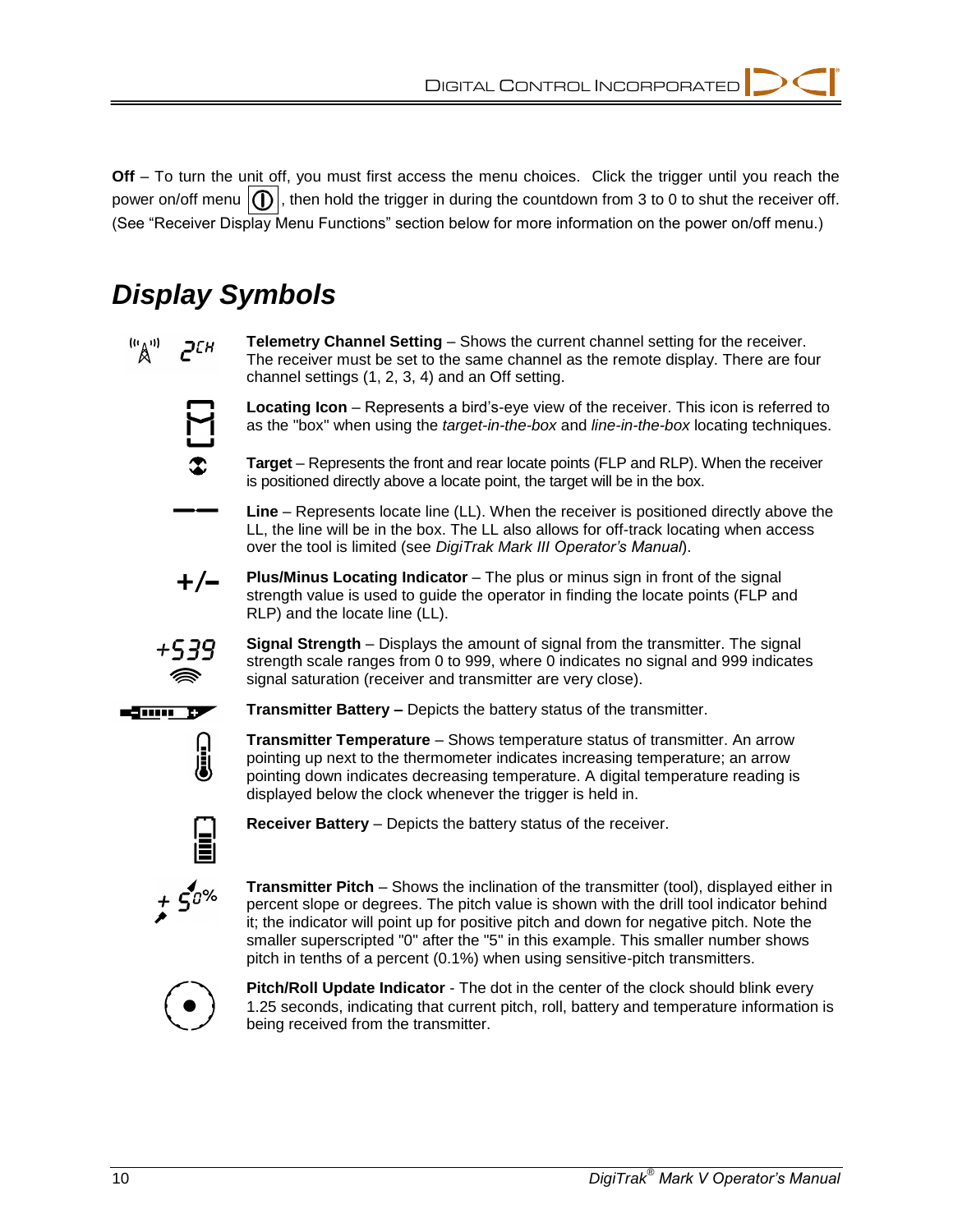**Off** – To turn the unit off, you must first access the menu choices. Click the trigger until you reach the power on/off menu, then hold the trigger in during the countdown from 3 to 0 to shut the receiver off. (See "Receiver Display Menu Functions" section below for more information on the power on/off menu.)

## *Display Symbols*

**Telemetry Channel Setting** – Shows the current channel setting for the receiver. The receiver must be set to the same channel as the remote display. There are four channel settings (1, 2, 3, 4) and an Off setting.

**Locating Icon** – Represents a bird's-eye view of the receiver. This icon is referred to as the "box" when using the *target-in-the-box* and *line-in-the-box* locating techniques.

**Target** – Represents the front and rear locate points (FLP and RLP). When the receiver is positioned directly above a locate point, the target will be in the box.

**Line** – Represents locate line (LL). When the receiver is positioned directly above the LL, the line will be in the box. The LL also allows for off-track locating when access over the tool is limited (see *DigiTrak Mark III Operator's Manual*).

**Plus/Minus Locating Indicator** – The plus or minus sign in front of the signal strength value is used to guide the operator in finding the locate points (FLP and RLP) and the locate line (LL).

**Signal Strength** – Displays the amount of signal from the transmitter. The signal strength scale ranges from 0 to 999, where 0 indicates no signal and 999 indicates signal saturation (receiver and transmitter are very close).

**Transmitter Battery –** Depicts the battery status of the transmitter.

**Transmitter Temperature** – Shows temperature status of transmitter. An arrow pointing up next to the thermometer indicates increasing temperature; an arrow pointing down indicates decreasing temperature. A digital temperature reading is displayed below the clock whenever the trigger is held in.

**Receiver Battery** – Depicts the battery status of the receiver.

**Transmitter Pitch** – Shows the inclination of the transmitter (tool), displayed either in percent slope or degrees. The pitch value is shown with the drill tool indicator behind it; the indicator will point up for positive pitch and down for negative pitch. Note the smaller superscripted "0" after the "5" in this example. This smaller number shows pitch in tenths of a percent (0.1%) when using sensitive-pitch transmitters.

**Pitch/Roll Update Indicator** - The dot in the center of the clock should blink every 1.25 seconds, indicating that current pitch, roll, battery and temperature information is being received from the transmitter.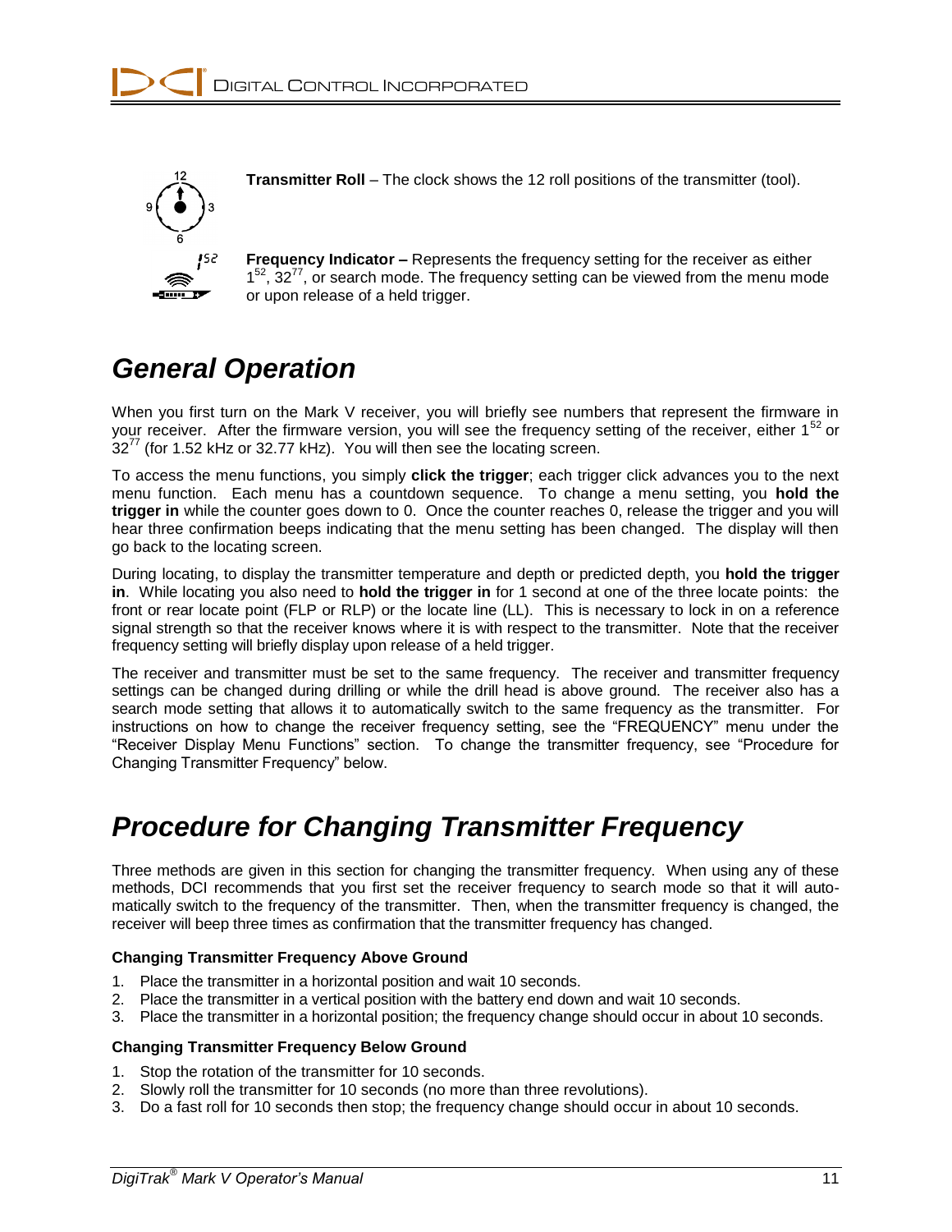**Transmitter Roll** – The clock shows the 12 roll positions of the transmitter (tool).

**Frequency Indicator –** Represents the frequency setting for the receiver as either $1^{52}$, $32^{77}$, or search mode. The frequency setting can be viewed from the menu mode or upon release of a held trigger.

## General Operation

When you first turn on the Mark V receiver, you will briefly see numbers that represent the firmware in your receiver. After the firmware version, you will see the frequency setting of the receiver, either $1^{52}$ or $32^{77}$ (for 1.52 kHz or 32.77 kHz). You will then see the locating screen.

To access the menu functions, you simply **click the trigger**; each trigger click advances you to the next menu function. Each menu has a countdown sequence. To change a menu setting, you **hold the trigger in** while the counter goes down to 0. Once the counter reaches 0, release the trigger and you will hear three confirmation beeps indicating that the menu setting has been changed. The display will then go back to the locating screen.

During locating, to display the transmitter temperature and depth or predicted depth, you **hold the trigger in**. While locating you also need to **hold the trigger in** for 1 second at one of the three locate points: the front or rear locate point (FLP or RLP) or the locate line (LL). This is necessary to lock in on a reference signal strength so that the receiver knows where it is with respect to the transmitter. Note that the receiver frequency setting will briefly display upon release of a held trigger.

The receiver and transmitter must be set to the same frequency. The receiver and transmitter frequency settings can be changed during drilling or while the drill head is above ground. The receiver also has a search mode setting that allows it to automatically switch to the same frequency as the transmitter. For instructions on how to change the receiver frequency setting, see the “FREQUENCY” menu under the “Receiver Display Menu Functions” section. To change the transmitter frequency, see “Procedure for Changing Transmitter Frequency” below.

## Procedure for Changing Transmitter Frequency

Three methods are given in this section for changing the transmitter frequency. When using any of these methods, DCI recommends that you first set the receiver frequency to search mode so that it will automatically switch to the frequency of the transmitter. Then, when the transmitter frequency is changed, the receiver will beep three times as confirmation that the transmitter frequency has changed.

**Changing Transmitter Frequency Above Ground**

1. Place the transmitter in a horizontal position and wait 10 seconds.
2. Place the transmitter in a vertical position with the battery end down and wait 10 seconds.
3. Place the transmitter in a horizontal position; the frequency change should occur in about 10 seconds.

**Changing Transmitter Frequency Below Ground**

1. Stop the rotation of the transmitter for 10 seconds.
2. Slowly roll the transmitter for 10 seconds (no more than three revolutions).
3. Do a fast roll for 10 seconds then stop; the frequency change should occur in about 10 seconds.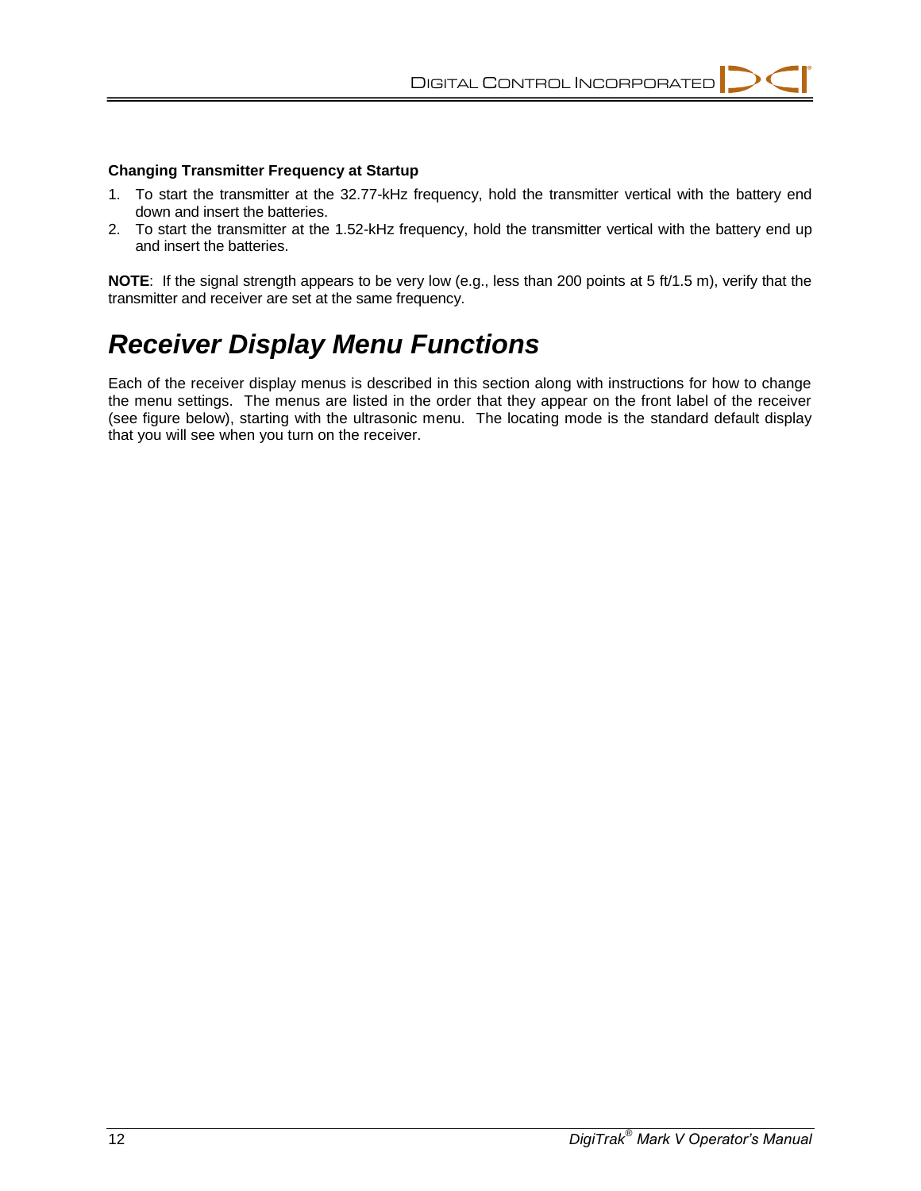**Changing Transmitter Frequency at Startup**

1. To start the transmitter at the 32.77-kHz frequency, hold the transmitter vertical with the battery end down and insert the batteries.
2. To start the transmitter at the 1.52-kHz frequency, hold the transmitter vertical with the battery end up and insert the batteries.

**NOTE**: If the signal strength appears to be very low (e.g., less than 200 points at 5 ft/1.5 m), verify that the transmitter and receiver are set at the same frequency.

# *Receiver Display Menu Functions*

Each of the receiver display menus is described in this section along with instructions for how to change the menu settings. The menus are listed in the order that they appear on the front label of the receiver (see figure below), starting with the ultrasonic menu. The locating mode is the standard default display that you will see when you turn on the receiver.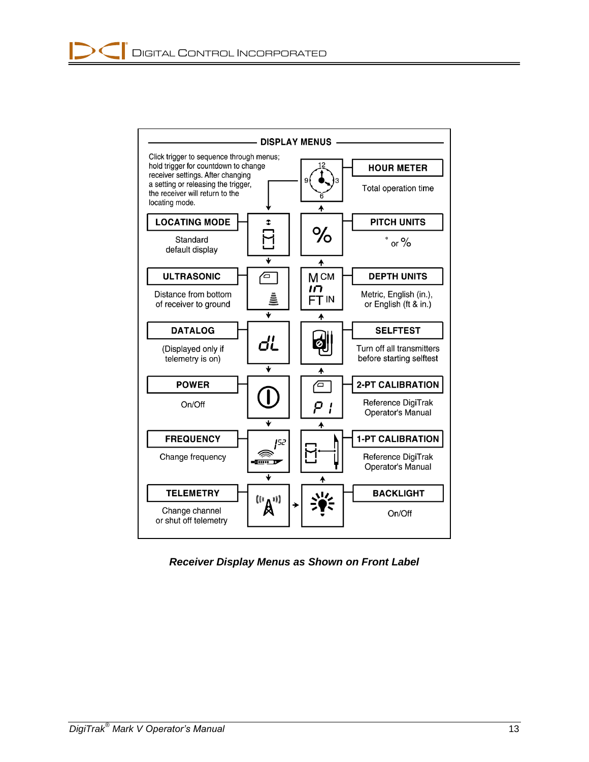## DISPLAY MENUS

Click trigger to sequence through menus; hold trigger for countdown to change receiver settings. After changing a setting or releasing the trigger, the receiver will return to the locating mode.

**LOCATING MODE**
Standard default display

**ULTRASONIC**
Distance from bottom of receiver to ground

**DATALOG**
(Displayed only if telemetry is on)

**POWER**
On/Off

**FREQUENCY**
Change frequency

**TELEMETRY**
Change channel or shut off telemetry

**BACKLIGHT**
On/Off

**1-PT CALIBRATION**
Reference DigiTrak Operator's Manual

**2-PT CALIBRATION**
Reference DigiTrak Operator's Manual

**SELFTEST**
Turn off all transmitters before starting selftest

**DEPTH UNITS**
Metric, English (in.), or English (ft & in.)

**PITCH UNITS**
° or %

**HOUR METER**
Total operation time

***Receiver Display Menus as Shown on Front Label***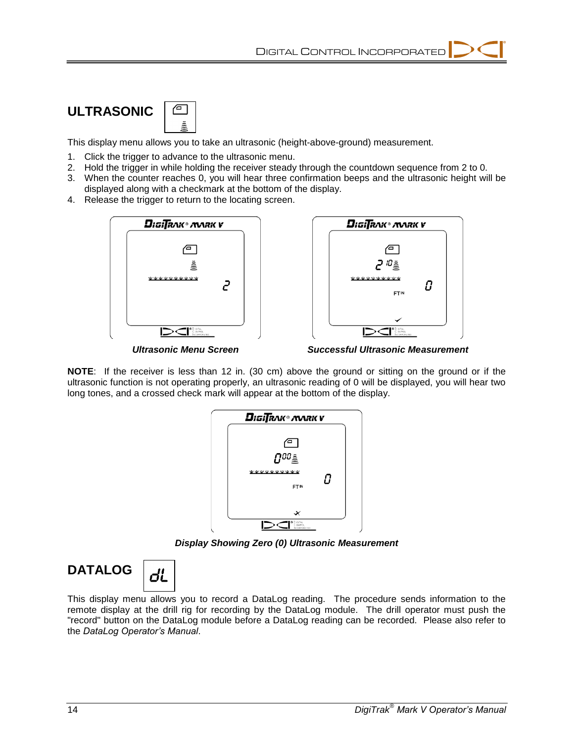## ULTRASONIC

This display menu allows you to take an ultrasonic (height-above-ground) measurement.

1. Click the trigger to advance to the ultrasonic menu.
2. Hold the trigger in while holding the receiver steady through the countdown sequence from 2 to 0.
3. When the counter reaches 0, you will hear three confirmation beeps and the ultrasonic height will be displayed along with a checkmark at the bottom of the display.
4. Release the trigger to return to the locating screen.

***Ultrasonic Menu Screen***

***Successful Ultrasonic Measurement***

**NOTE**: If the receiver is less than 12 in. (30 cm) above the ground or sitting on the ground or if the ultrasonic function is not operating properly, an ultrasonic reading of 0 will be displayed, you will hear two long tones, and a crossed check mark will appear at the bottom of the display.

***Display Showing Zero (0) Ultrasonic Measurement***

## DATALOG

This display menu allows you to record a DataLog reading. The procedure sends information to the remote display at the drill rig for recording by the DataLog module. The drill operator must push the "record" button on the DataLog module before a DataLog reading can be recorded. Please also refer to the *DataLog Operator's Manual*.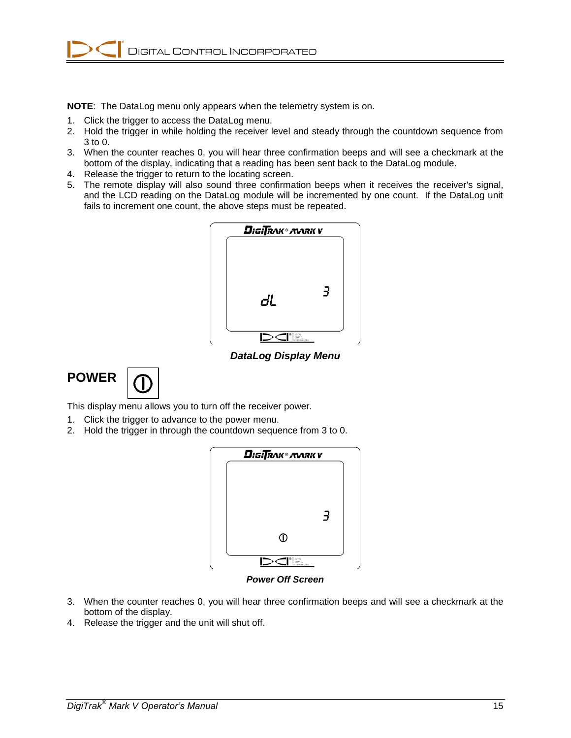**NOTE**: The DataLog menu only appears when the telemetry system is on.

1. Click the trigger to access the DataLog menu.
2. Hold the trigger in while holding the receiver level and steady through the countdown sequence from 3 to 0.
3. When the counter reaches 0, you will hear three confirmation beeps and will see a checkmark at the bottom of the display, indicating that a reading has been sent back to the DataLog module.
4. Release the trigger to return to the locating screen.
5. The remote display will also sound three confirmation beeps when it receives the receiver's signal, and the LCD reading on the DataLog module will be incremented by one count. If the DataLog unit fails to increment one count, the above steps must be repeated.

***DataLog Display Menu***

## POWER

This display menu allows you to turn off the receiver power.

1. Click the trigger to advance to the power menu.
2. Hold the trigger in through the countdown sequence from 3 to 0.

***Power Off Screen***

3. When the counter reaches 0, you will hear three confirmation beeps and will see a checkmark at the bottom of the display.
4. Release the trigger and the unit will shut off.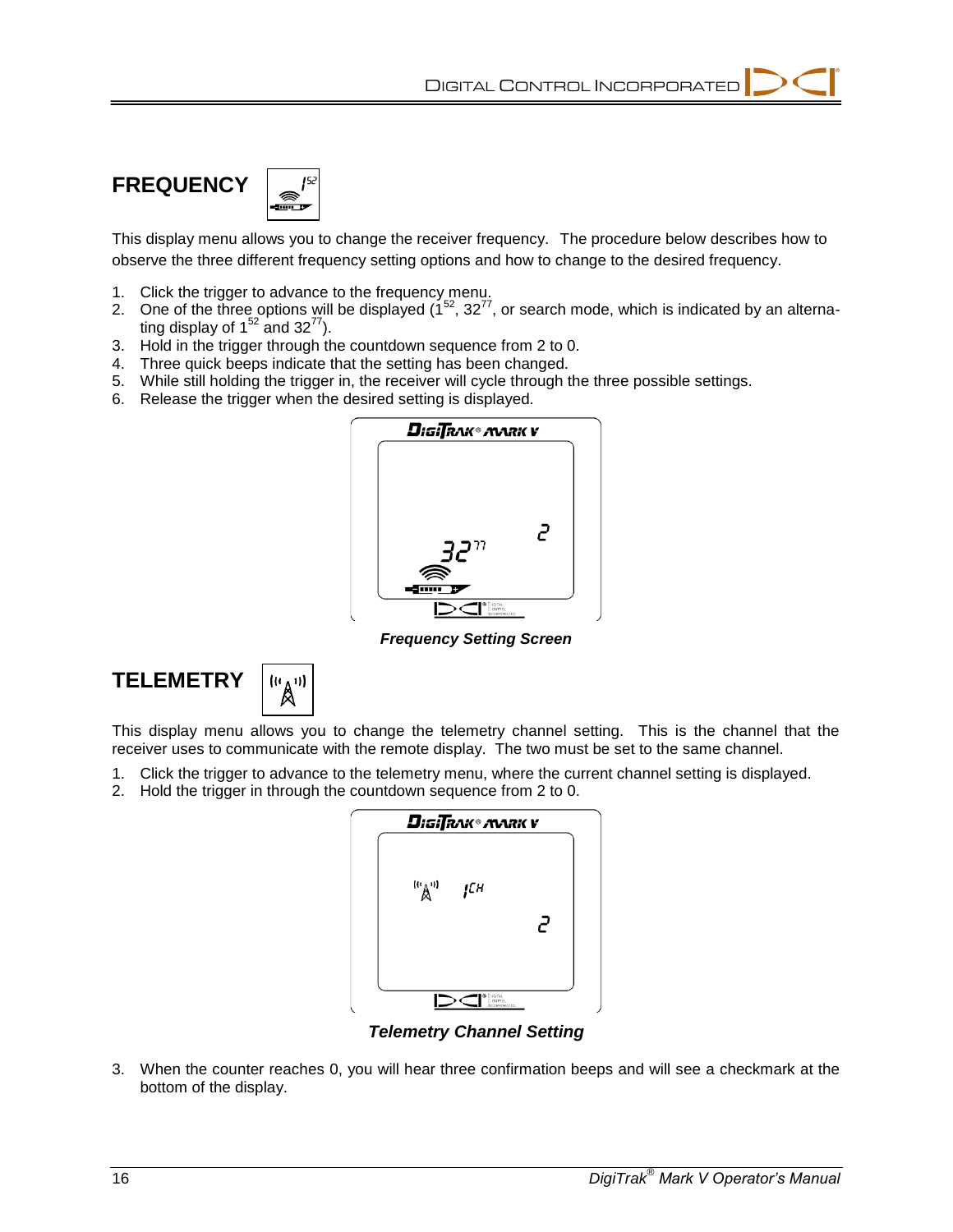## FREQUENCY

This display menu allows you to change the receiver frequency. The procedure below describes how to observe the three different frequency setting options and how to change to the desired frequency.

1. Click the trigger to advance to the frequency menu.
2. One of the three options will be displayed ($1^{52}$, $32^{77}$, or search mode, which is indicated by an alternating display of $1^{52}$ and $32^{77}$).
3. Hold in the trigger through the countdown sequence from 2 to 0.
4. Three quick beeps indicate that the setting has been changed.
5. While still holding the trigger in, the receiver will cycle through the three possible settings.
6. Release the trigger when the desired setting is displayed.

***Frequency Setting Screen***

## TELEMETRY

This display menu allows you to change the telemetry channel setting. This is the channel that the receiver uses to communicate with the remote display. The two must be set to the same channel.

1. Click the trigger to advance to the telemetry menu, where the current channel setting is displayed.
2. Hold the trigger in through the countdown sequence from 2 to 0.

***Telemetry Channel Setting***

3. When the counter reaches 0, you will hear three confirmation beeps and will see a checkmark at the bottom of the display.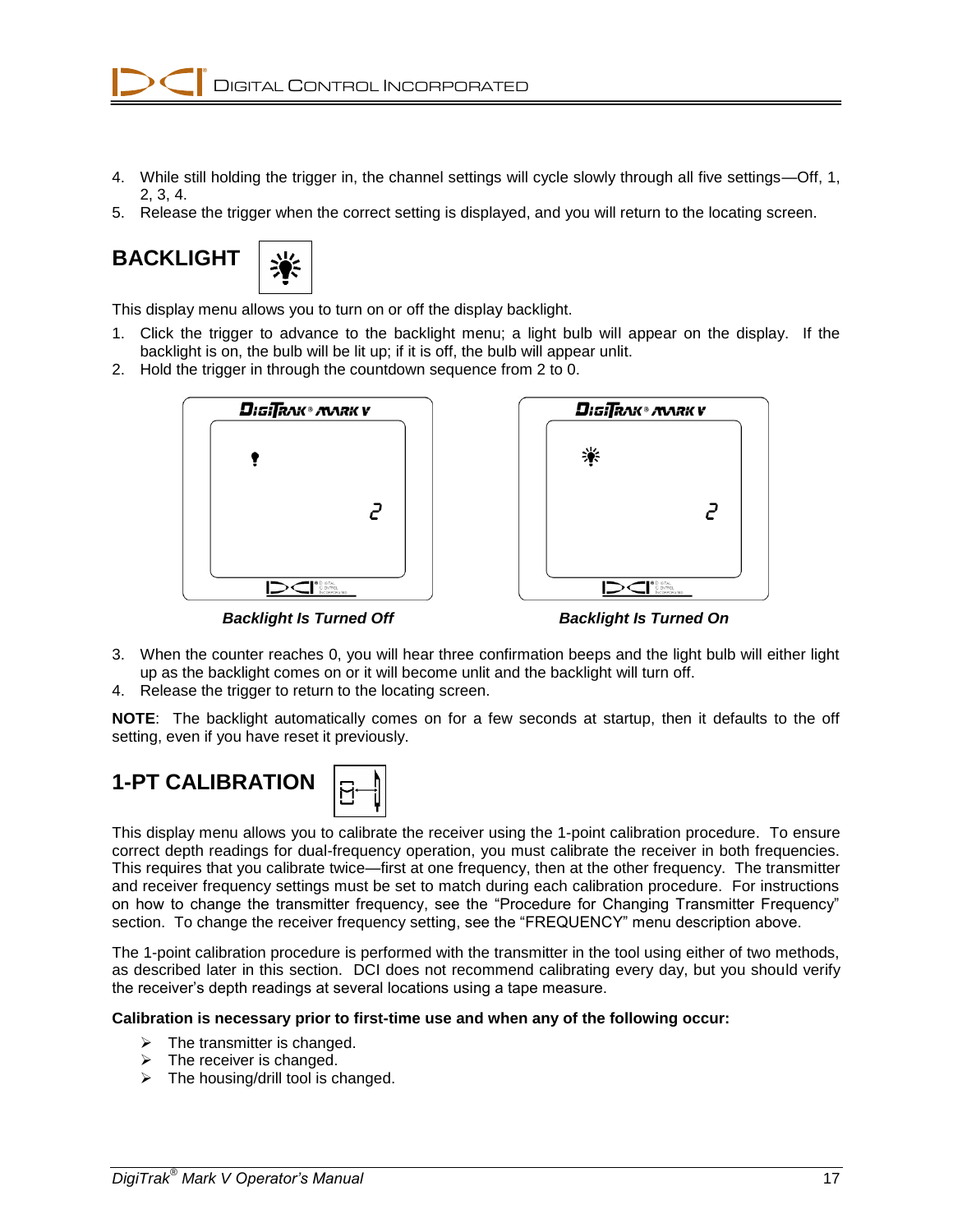4. While still holding the trigger in, the channel settings will cycle slowly through all five settings—Off, 1, 2, 3, 4.
5. Release the trigger when the correct setting is displayed, and you will return to the locating screen.

## BACKLIGHT

This display menu allows you to turn on or off the display backlight.

1. Click the trigger to advance to the backlight menu; a light bulb will appear on the display. If the backlight is on, the bulb will be lit up; if it is off, the bulb will appear unlit.
2. Hold the trigger in through the countdown sequence from 2 to 0.

***Backlight Is Turned Off*** ***Backlight Is Turned On***

3. When the counter reaches 0, you will hear three confirmation beeps and the light bulb will either light up as the backlight comes on or it will become unlit and the backlight will turn off.
4. Release the trigger to return to the locating screen.

**NOTE**: The backlight automatically comes on for a few seconds at startup, then it defaults to the off setting, even if you have reset it previously.

## 1-PT CALIBRATION

This display menu allows you to calibrate the receiver using the 1-point calibration procedure. To ensure correct depth readings for dual-frequency operation, you must calibrate the receiver in both frequencies. This requires that you calibrate twice—first at one frequency, then at the other frequency. The transmitter and receiver frequency settings must be set to match during each calibration procedure. For instructions on how to change the transmitter frequency, see the "Procedure for Changing Transmitter Frequency" section. To change the receiver frequency setting, see the "FREQUENCY" menu description above.

The 1-point calibration procedure is performed with the transmitter in the tool using either of two methods, as described later in this section. DCI does not recommend calibrating every day, but you should verify the receiver's depth readings at several locations using a tape measure.

**Calibration is necessary prior to first-time use and when any of the following occur:**

- The transmitter is changed.
- The receiver is changed.
- The housing/drill tool is changed.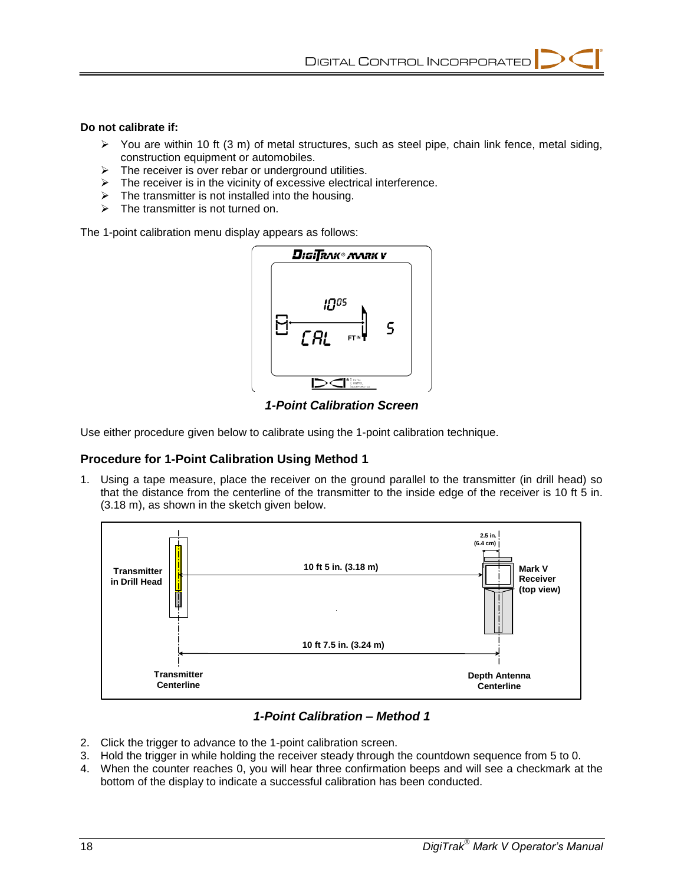**Do not calibrate if:**

- You are within 10 ft (3 m) of metal structures, such as steel pipe, chain link fence, metal siding, construction equipment or automobiles.
- The receiver is over rebar or underground utilities.
- The receiver is in the vicinity of excessive electrical interference.
- The transmitter is not installed into the housing.
- The transmitter is not turned on.

The 1-point calibration menu display appears as follows:

***1-Point Calibration Screen***

Use either procedure given below to calibrate using the 1-point calibration technique.

## Procedure for 1-Point Calibration Using Method 1

1. Using a tape measure, place the receiver on the ground parallel to the transmitter (in drill head) so that the distance from the centerline of the transmitter to the inside edge of the receiver is 10 ft 5 in. (3.18 m), as shown in the sketch given below.

***1-Point Calibration – Method 1***

2. Click the trigger to advance to the 1-point calibration screen.
3. Hold the trigger in while holding the receiver steady through the countdown sequence from 5 to 0.
4. When the counter reaches 0, you will hear three confirmation beeps and will see a checkmark at the bottom of the display to indicate a successful calibration has been conducted.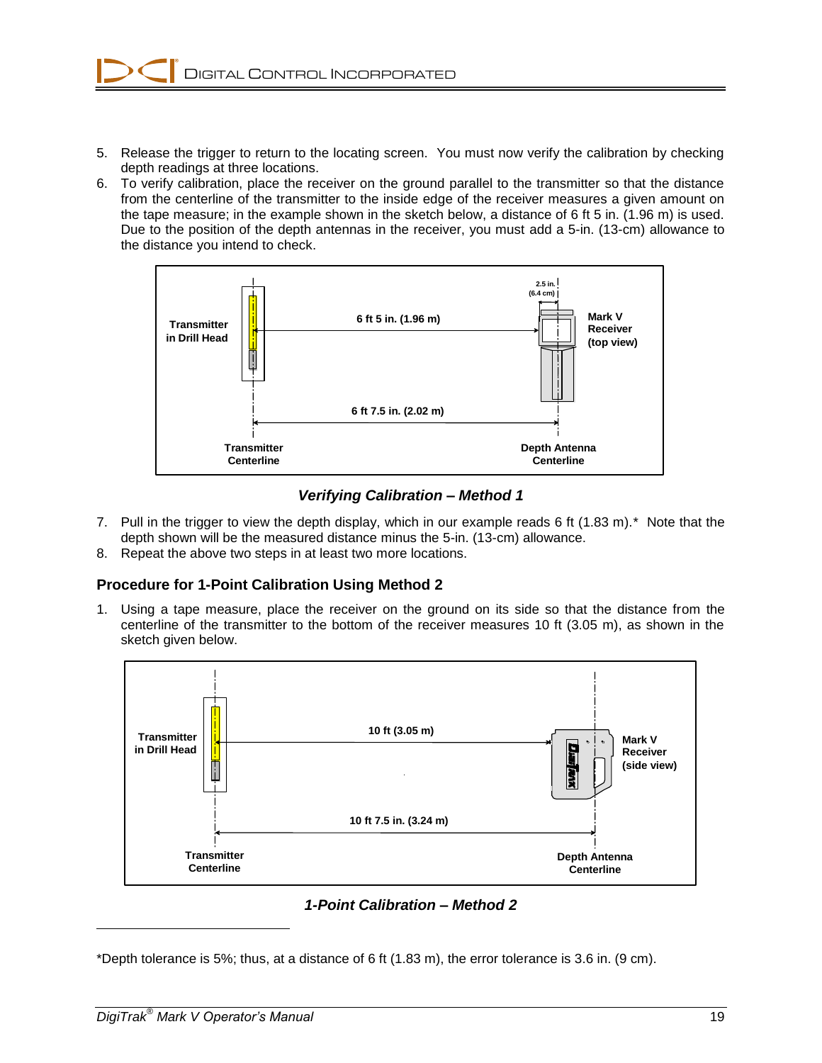5. Release the trigger to return to the locating screen. You must now verify the calibration by checking depth readings at three locations.
6. To verify calibration, place the receiver on the ground parallel to the transmitter so that the distance from the centerline of the transmitter to the inside edge of the receiver measures a given amount on the tape measure; in the example shown in the sketch below, a distance of 6 ft 5 in. (1.96 m) is used. Due to the position of the depth antennas in the receiver, you must add a 5-in. (13-cm) allowance to the distance you intend to check.

Transmitter in Drill Head

6 ft 5 in. (1.96 m)

2.5 in. (6.4 cm)

Mark V Receiver (top view)

6 ft 7.5 in. (2.02 m)

Transmitter Centerline

Depth Antenna Centerline

***Verifying Calibration – Method 1***

7. Pull in the trigger to view the depth display, which in our example reads 6 ft (1.83 m).* Note that the depth shown will be the measured distance minus the 5-in. (13-cm) allowance.
8. Repeat the above two steps in at least two more locations.

### Procedure for 1-Point Calibration Using Method 2

1. Using a tape measure, place the receiver on the ground on its side so that the distance from the centerline of the transmitter to the bottom of the receiver measures 10 ft (3.05 m), as shown in the sketch given below.

Transmitter in Drill Head

10 ft (3.05 m)

Mark V Receiver (side view)

10 ft 7.5 in. (3.24 m)

Transmitter Centerline

Depth Antenna Centerline

***1-Point Calibration – Method 2***

*Depth tolerance is 5%; thus, at a distance of 6 ft (1.83 m), the error tolerance is 3.6 in. (9 cm).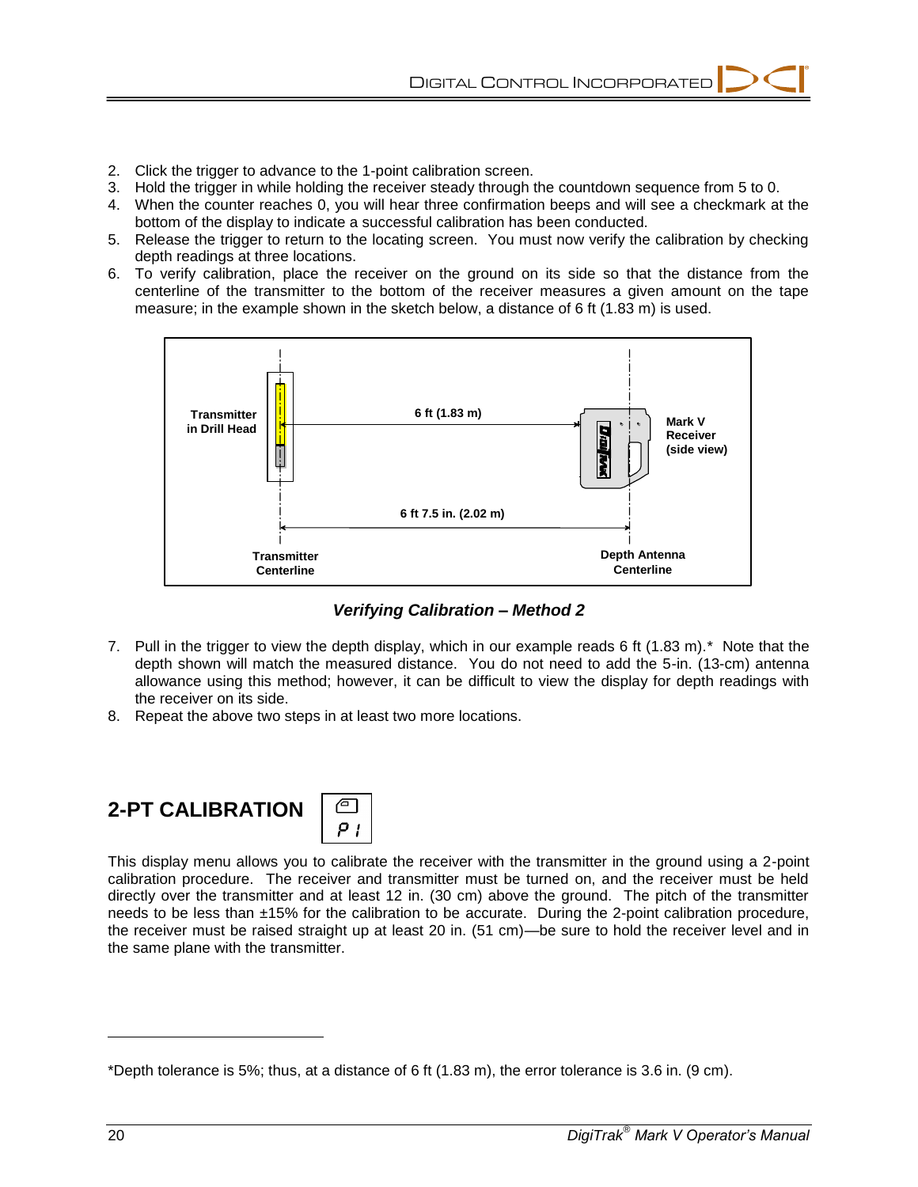2. Click the trigger to advance to the 1-point calibration screen.
3. Hold the trigger in while holding the receiver steady through the countdown sequence from 5 to 0.
4. When the counter reaches 0, you will hear three confirmation beeps and will see a checkmark at the bottom of the display to indicate a successful calibration has been conducted.
5. Release the trigger to return to the locating screen. You must now verify the calibration by checking depth readings at three locations.
6. To verify calibration, place the receiver on the ground on its side so that the distance from the centerline of the transmitter to the bottom of the receiver measures a given amount on the tape measure; in the example shown in the sketch below, a distance of 6 ft (1.83 m) is used.

*Verifying Calibration – Method 2*

7. Pull in the trigger to view the depth display, which in our example reads 6 ft (1.83 m).* Note that the depth shown will match the measured distance. You do not need to add the 5-in. (13-cm) antenna allowance using this method; however, it can be difficult to view the display for depth readings with the receiver on its side.
8. Repeat the above two steps in at least two more locations.

## 2-PT CALIBRATION

This display menu allows you to calibrate the receiver with the transmitter in the ground using a 2-point calibration procedure. The receiver and transmitter must be turned on, and the receiver must be held directly over the transmitter and at least 12 in. (30 cm) above the ground. The pitch of the transmitter needs to be less than ±15% for the calibration to be accurate. During the 2-point calibration procedure, the receiver must be raised straight up at least 20 in. (51 cm)—be sure to hold the receiver level and in the same plane with the transmitter.

*Depth tolerance is 5%; thus, at a distance of 6 ft (1.83 m), the error tolerance is 3.6 in. (9 cm).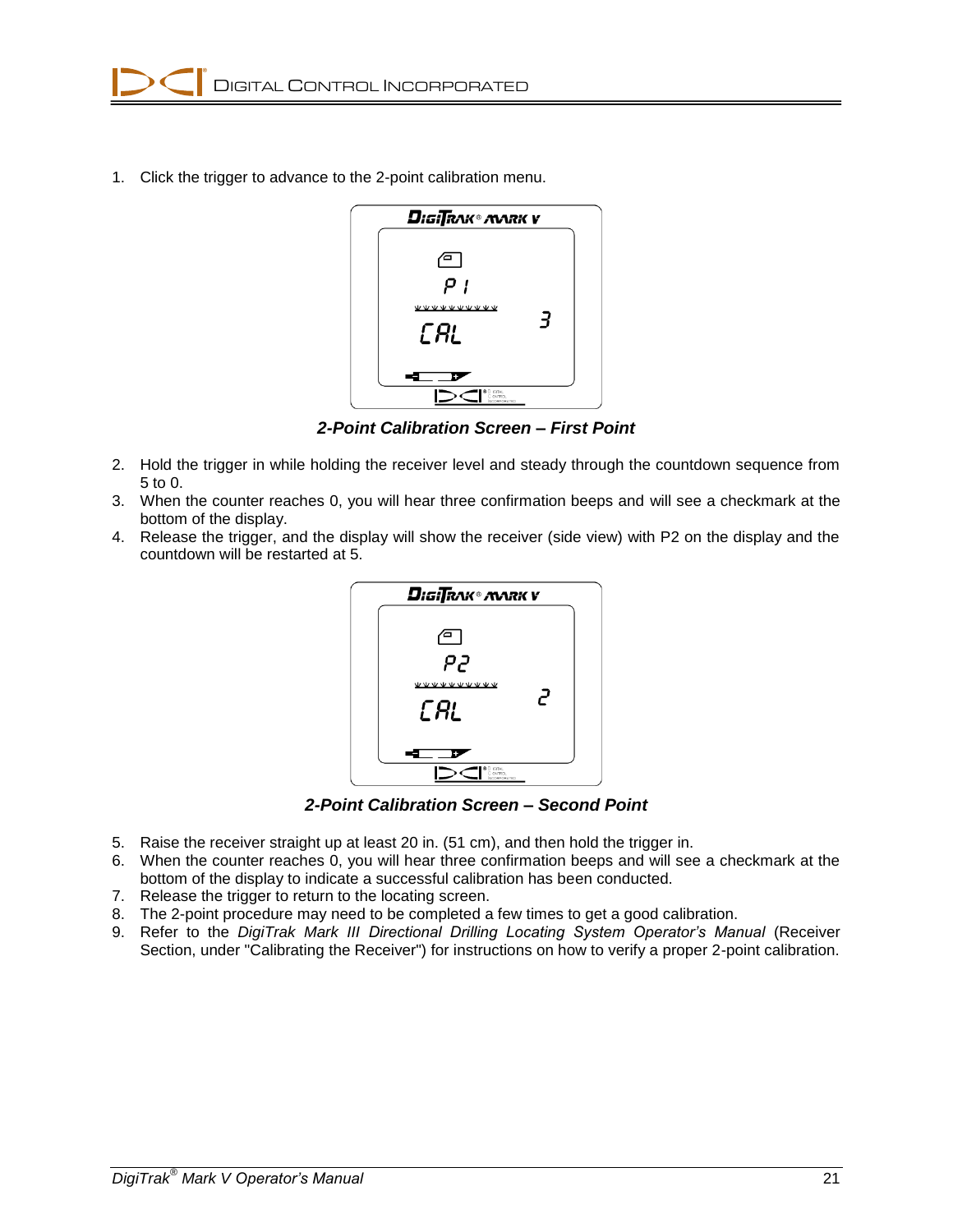1. Click the trigger to advance to the 2-point calibration menu.

***2-Point Calibration Screen – First Point***

2. Hold the trigger in while holding the receiver level and steady through the countdown sequence from 5 to 0.
3. When the counter reaches 0, you will hear three confirmation beeps and will see a checkmark at the bottom of the display.
4. Release the trigger, and the display will show the receiver (side view) with P2 on the display and the countdown will be restarted at 5.

***2-Point Calibration Screen – Second Point***

5. Raise the receiver straight up at least 20 in. (51 cm), and then hold the trigger in.
6. When the counter reaches 0, you will hear three confirmation beeps and will see a checkmark at the bottom of the display to indicate a successful calibration has been conducted.
7. Release the trigger to return to the locating screen.
8. The 2-point procedure may need to be completed a few times to get a good calibration.
9. Refer to the *DigiTrak Mark III Directional Drilling Locating System Operator's Manual* (Receiver Section, under "Calibrating the Receiver") for instructions on how to verify a proper 2-point calibration.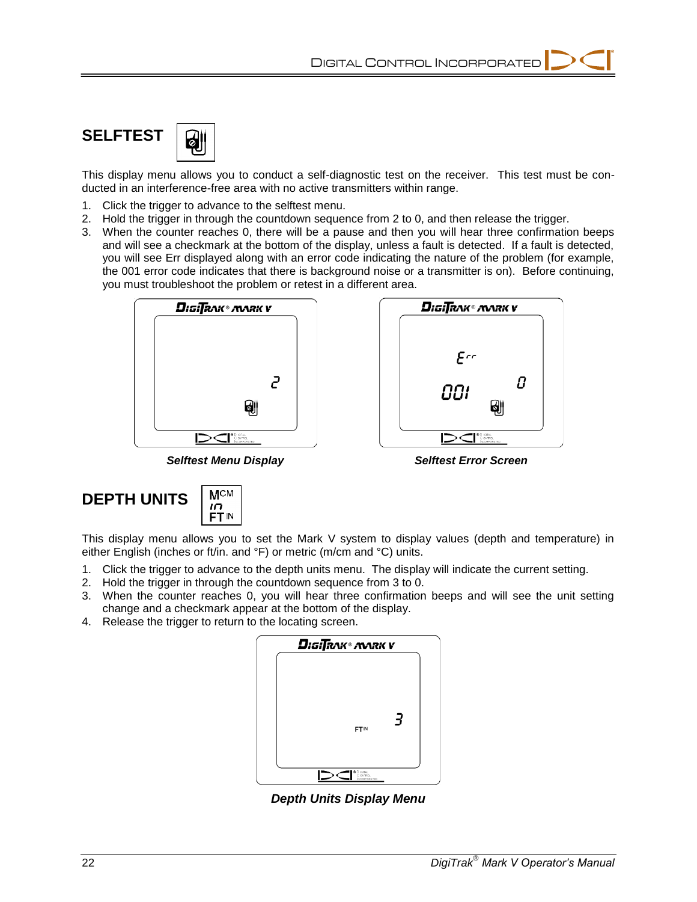## SELFTEST

This display menu allows you to conduct a self-diagnostic test on the receiver. This test must be conducted in an interference-free area with no active transmitters within range.

1. Click the trigger to advance to the selftest menu.
2. Hold the trigger in through the countdown sequence from 2 to 0, and then release the trigger.
3. When the counter reaches 0, there will be a pause and then you will hear three confirmation beeps and will see a checkmark at the bottom of the display, unless a fault is detected. If a fault is detected, you will see Err displayed along with an error code indicating the nature of the problem (for example, the 001 error code indicates that there is background noise or a transmitter is on). Before continuing, you must troubleshoot the problem or retest in a different area.

***Selftest Menu Display***

***Selftest Error Screen***

## DEPTH UNITS

This display menu allows you to set the Mark V system to display values (depth and temperature) in either English (inches or ft/in. and °F) or metric (m/cm and °C) units.

1. Click the trigger to advance to the depth units menu. The display will indicate the current setting.
2. Hold the trigger in through the countdown sequence from 3 to 0.
3. When the counter reaches 0, you will hear three confirmation beeps and will see the unit setting change and a checkmark appear at the bottom of the display.
4. Release the trigger to return to the locating screen.

***Depth Units Display Menu***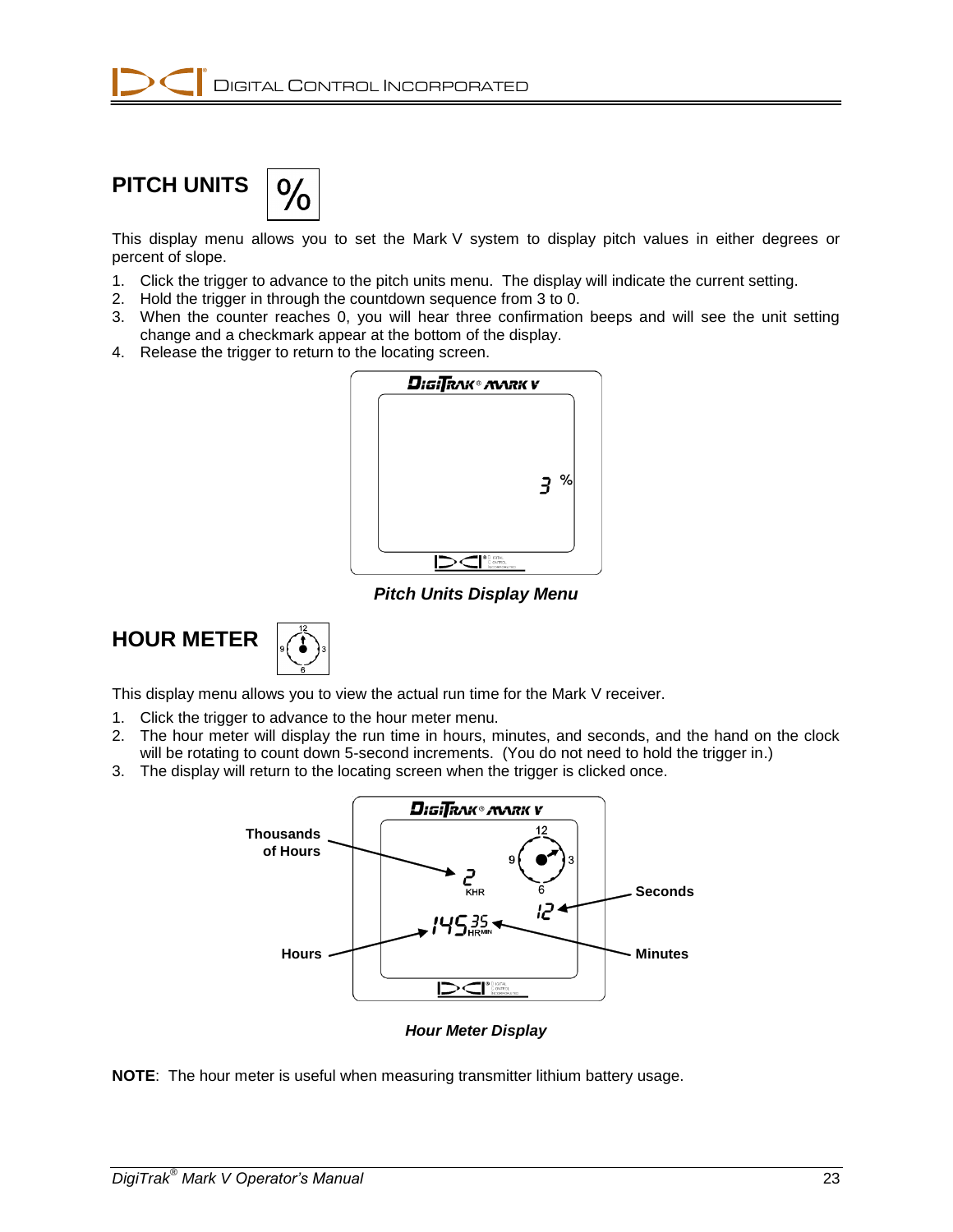## PITCH UNITS

This display menu allows you to set the Mark V system to display pitch values in either degrees or percent of slope.

1. Click the trigger to advance to the pitch units menu. The display will indicate the current setting.
2. Hold the trigger in through the countdown sequence from 3 to 0.
3. When the counter reaches 0, you will hear three confirmation beeps and will see the unit setting change and a checkmark appear at the bottom of the display.
4. Release the trigger to return to the locating screen.

***Pitch Units Display Menu***

## HOUR METER

This display menu allows you to view the actual run time for the Mark V receiver.

1. Click the trigger to advance to the hour meter menu.
2. The hour meter will display the run time in hours, minutes, and seconds, and the hand on the clock will be rotating to count down 5-second increments. (You do not need to hold the trigger in.)
3. The display will return to the locating screen when the trigger is clicked once.

***Hour Meter Display***

**NOTE**: The hour meter is useful when measuring transmitter lithium battery usage.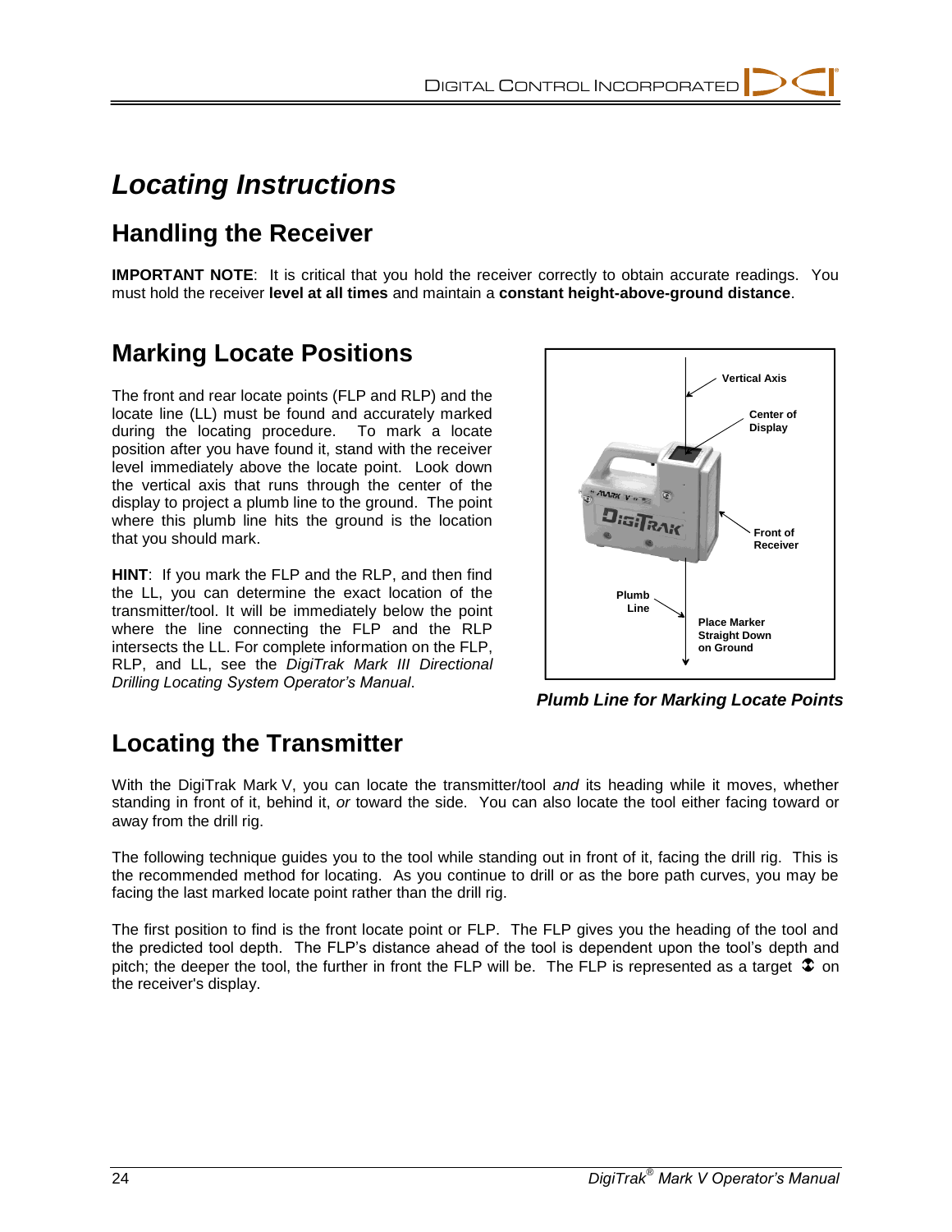# Locating Instructions

## Handling the Receiver

**IMPORTANT NOTE**: It is critical that you hold the receiver correctly to obtain accurate readings. You must hold the receiver **level at all times** and maintain a **constant height-above-ground distance**.

## Marking Locate Positions

The front and rear locate points (FLP and RLP) and the locate line (LL) must be found and accurately marked during the locating procedure. To mark a locate position after you have found it, stand with the receiver level immediately above the locate point. Look down the vertical axis that runs through the center of the display to project a plumb line to the ground. The point where this plumb line hits the ground is the location that you should mark.

**HINT**: If you mark the FLP and the RLP, and then find the LL, you can determine the exact location of the transmitter/tool. It will be immediately below the point where the line connecting the FLP and the RLP intersects the LL. For complete information on the FLP, RLP, and LL, see the *DigiTrak Mark III Directional Drilling Locating System Operator's Manual*.

Vertical Axis

Center of Display

Front of Receiver

Plumb Line

Place Marker Straight Down on Ground

***Plumb Line for Marking Locate Points***

## Locating the Transmitter

With the DigiTrak Mark V, you can locate the transmitter/tool *and* its heading while it moves, whether standing in front of it, behind it, *or* toward the side. You can also locate the tool either facing toward or away from the drill rig.

The following technique guides you to the tool while standing out in front of it, facing the drill rig. This is the recommended method for locating. As you continue to drill or as the bore path curves, you may be facing the last marked locate point rather than the drill rig.

The first position to find is the front locate point or FLP. The FLP gives you the heading of the tool and the predicted tool depth. The FLP's distance ahead of the tool is dependent upon the tool's depth and pitch; the deeper the tool, the further in front the FLP will be. The FLP is represented as a target ⊕ on the receiver's display.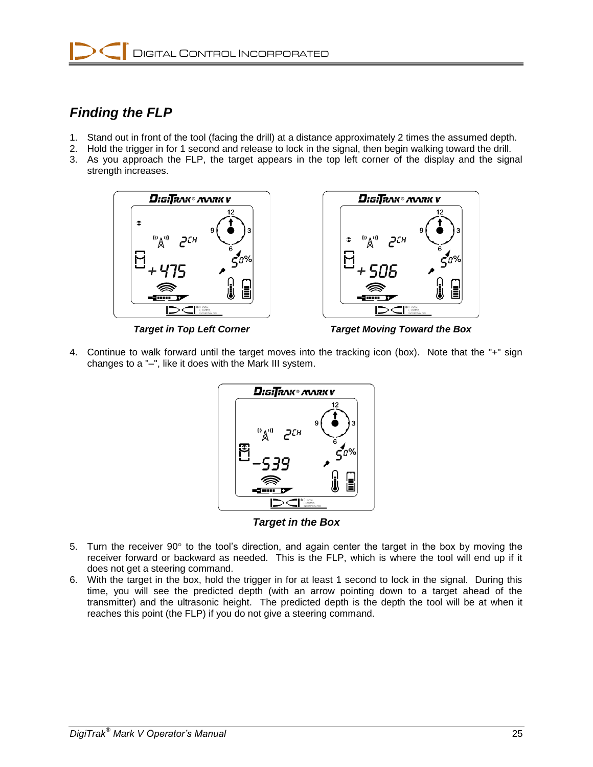## *Finding the FLP*

1. Stand out in front of the tool (facing the drill) at a distance approximately 2 times the assumed depth.
2. Hold the trigger in for 1 second and release to lock in the signal, then begin walking toward the drill.
3. As you approach the FLP, the target appears in the top left corner of the display and the signal strength increases.

***Target in Top Left Corner***

***Target Moving Toward the Box***

4. Continue to walk forward until the target moves into the tracking icon (box). Note that the "+" sign changes to a "–", like it does with the Mark III system.

***Target in the Box***

5. Turn the receiver 90° to the tool's direction, and again center the target in the box by moving the receiver forward or backward as needed. This is the FLP, which is where the tool will end up if it does not get a steering command.
6. With the target in the box, hold the trigger in for at least 1 second to lock in the signal. During this time, you will see the predicted depth (with an arrow pointing down to a target ahead of the transmitter) and the ultrasonic height. The predicted depth is the depth the tool will be at when it reaches this point (the FLP) if you do not give a steering command.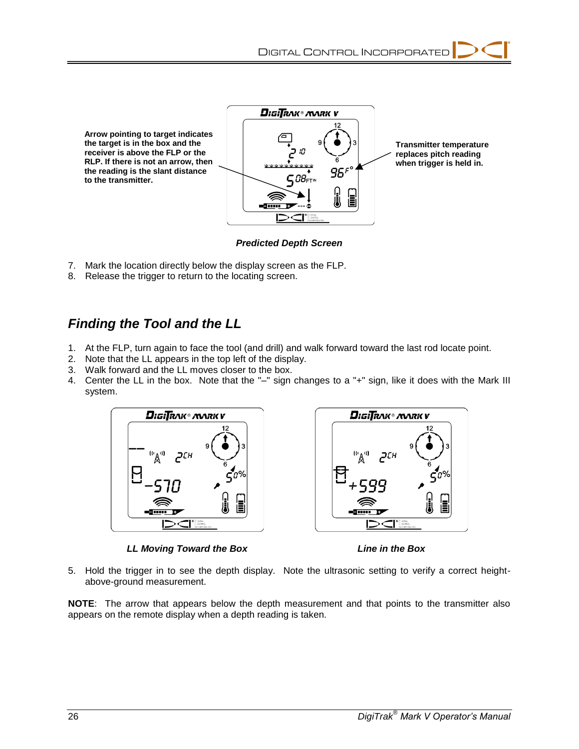Arrow pointing to target indicates the target is in the box and the receiver is above the FLP or the RLP. If there is not an arrow, then the reading is the slant distance to the transmitter.

Transmitter temperature replaces pitch reading when trigger is held in.

***Predicted Depth Screen***

7. Mark the location directly below the display screen as the FLP.
8. Release the trigger to return to the locating screen.

## *Finding the Tool and the LL*

1. At the FLP, turn again to face the tool (and drill) and walk forward toward the last rod locate point.
2. Note that the LL appears in the top left of the display.
3. Walk forward and the LL moves closer to the box.
4. Center the LL in the box. Note that the "–" sign changes to a "+" sign, like it does with the Mark III system.

***LL Moving Toward the Box***

***Line in the Box***

5. Hold the trigger in to see the depth display. Note the ultrasonic setting to verify a correct height-above-ground measurement.

**NOTE**: The arrow that appears below the depth measurement and that points to the transmitter also appears on the remote display when a depth reading is taken.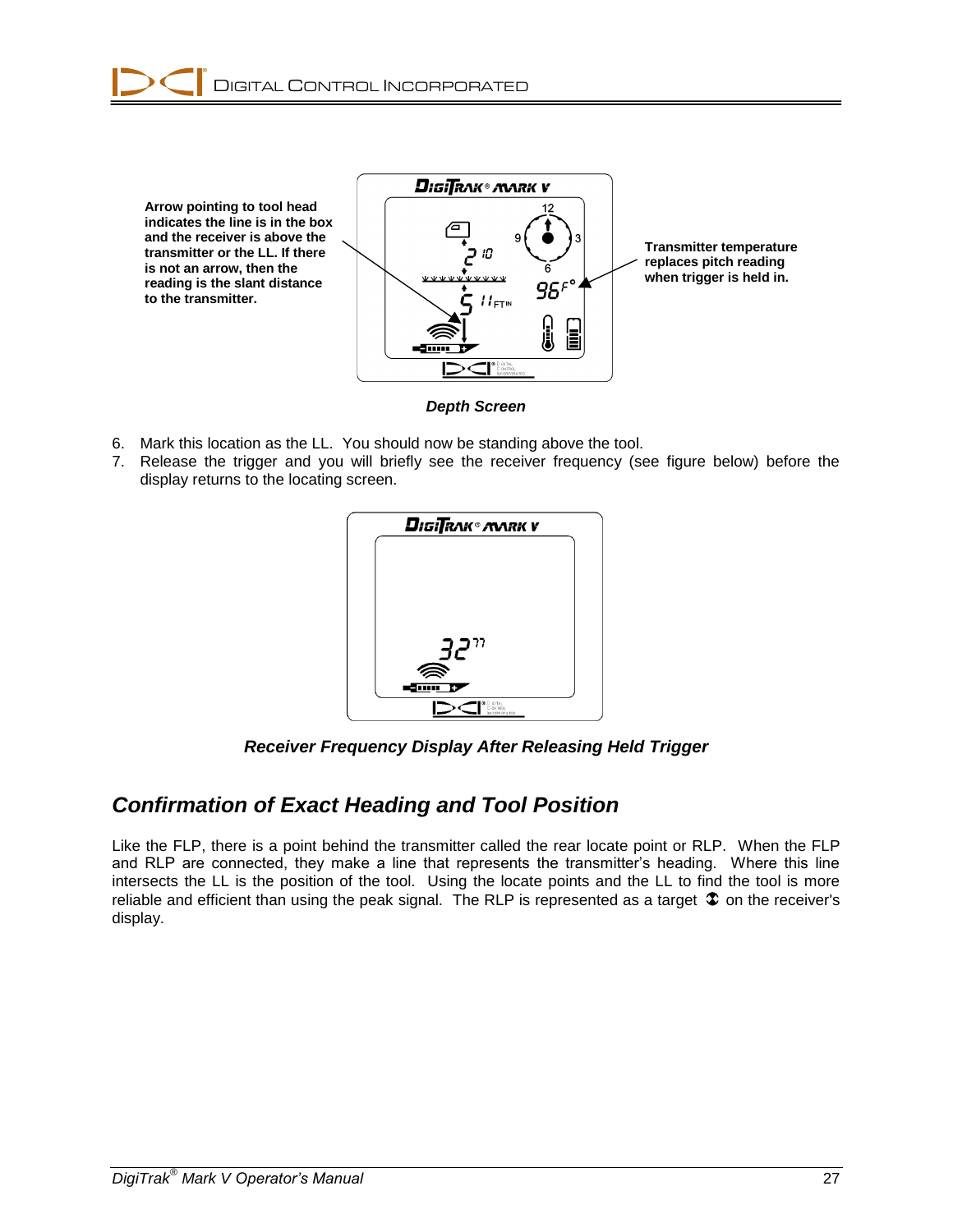Arrow pointing to tool head indicates the line is in the box and the receiver is above the transmitter or the LL. If there is not an arrow, then the reading is the slant distance to the transmitter.

Transmitter temperature replaces pitch reading when trigger is held in.

***Depth Screen***

6. Mark this location as the LL. You should now be standing above the tool.
7. Release the trigger and you will briefly see the receiver frequency (see figure below) before the display returns to the locating screen.

***Receiver Frequency Display After Releasing Held Trigger***

## *Confirmation of Exact Heading and Tool Position*

Like the FLP, there is a point behind the transmitter called the rear locate point or RLP. When the FLP and RLP are connected, they make a line that represents the transmitter's heading. Where this line intersects the LL is the position of the tool. Using the locate points and the LL to find the tool is more reliable and efficient than using the peak signal. The RLP is represented as a target on the receiver's display.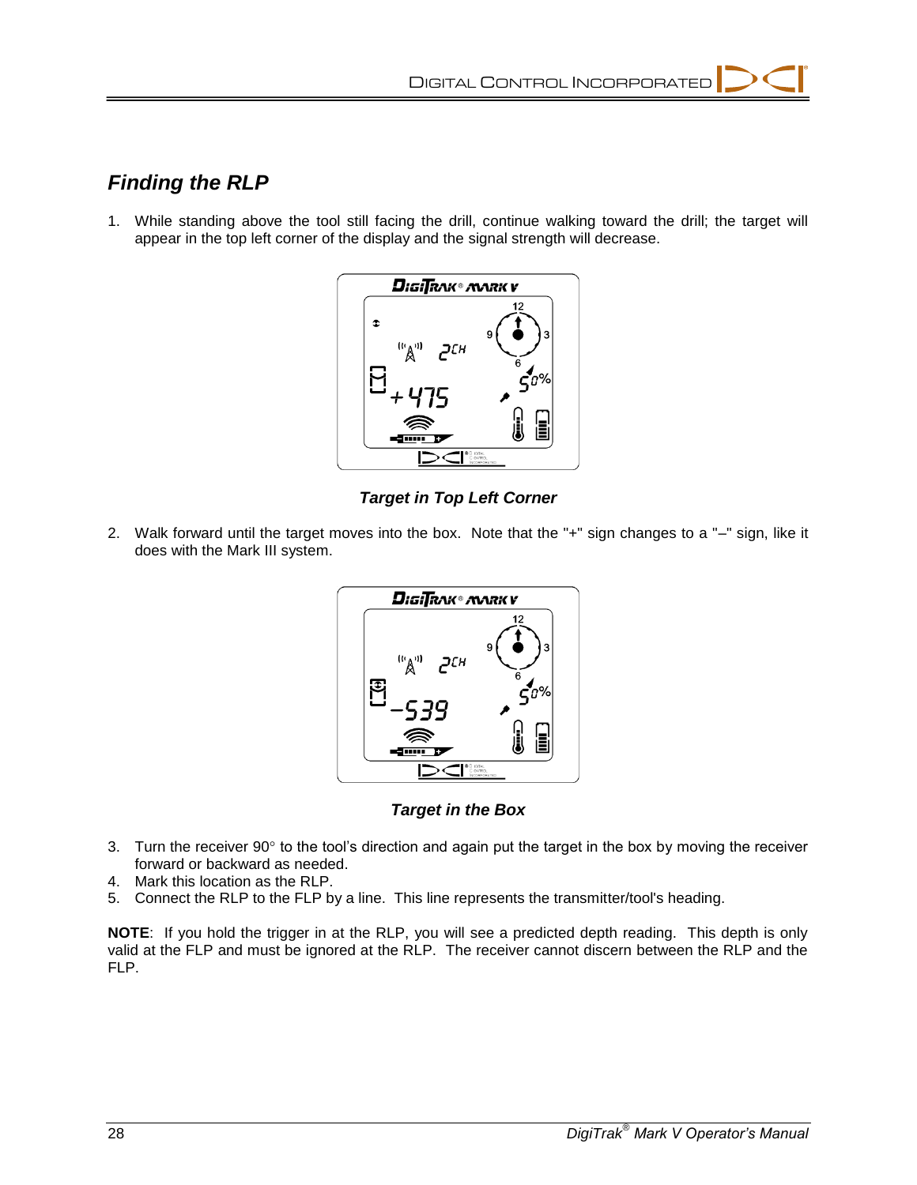## Finding the RLP

1. While standing above the tool still facing the drill, continue walking toward the drill; the target will appear in the top left corner of the display and the signal strength will decrease.

***Target in Top Left Corner***

2. Walk forward until the target moves into the box. Note that the "+" sign changes to a "–" sign, like it does with the Mark III system.

***Target in the Box***

3. Turn the receiver 90° to the tool's direction and again put the target in the box by moving the receiver forward or backward as needed.
4. Mark this location as the RLP.
5. Connect the RLP to the FLP by a line. This line represents the transmitter/tool's heading.

**NOTE**: If you hold the trigger in at the RLP, you will see a predicted depth reading. This depth is only valid at the FLP and must be ignored at the RLP. The receiver cannot discern between the RLP and the FLP.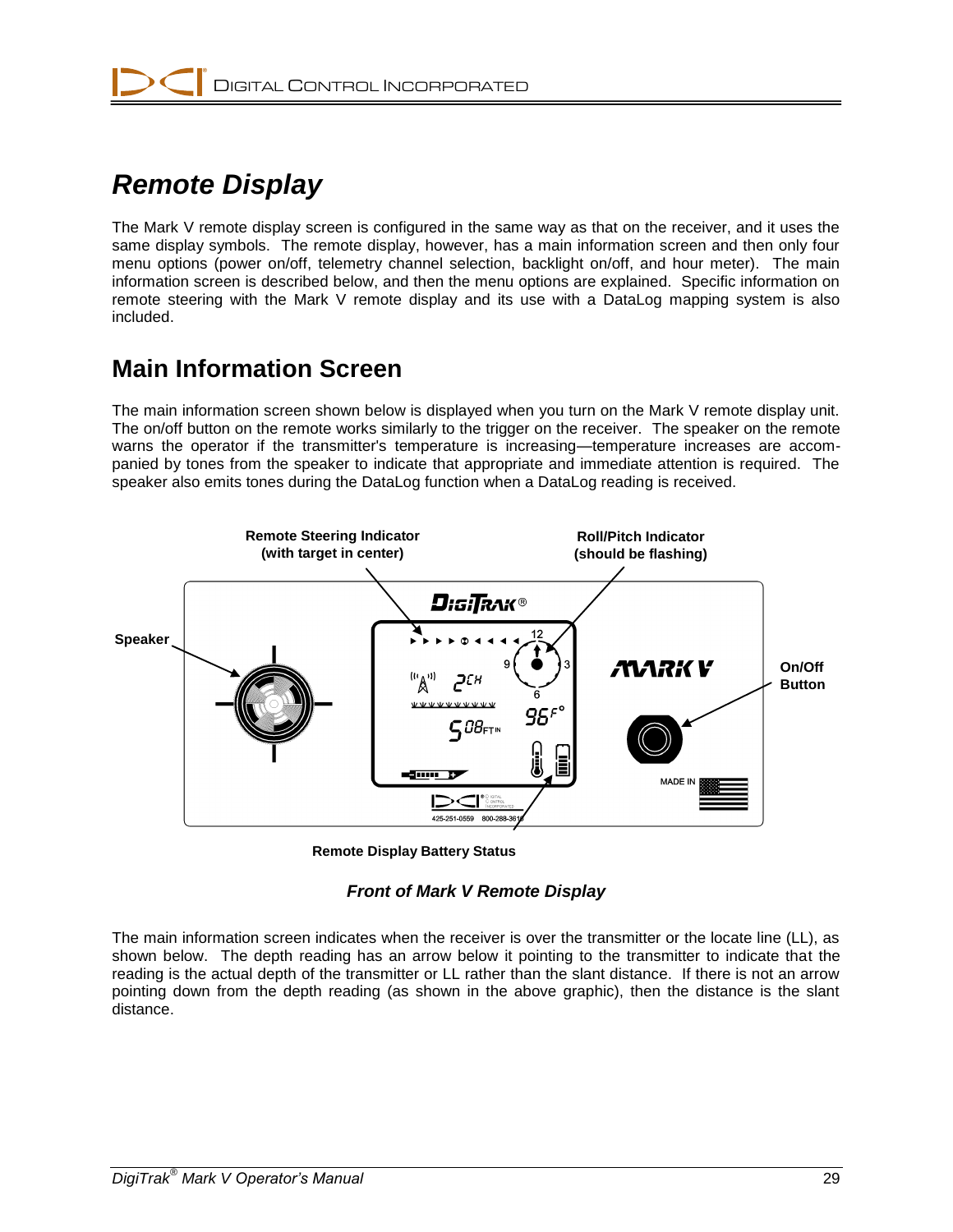# Remote Display

The Mark V remote display screen is configured in the same way as that on the receiver, and it uses the same display symbols. The remote display, however, has a main information screen and then only four menu options (power on/off, telemetry channel selection, backlight on/off, and hour meter). The main information screen is described below, and then the menu options are explained. Specific information on remote steering with the Mark V remote display and its use with a DataLog mapping system is also included.

## Main Information Screen

The main information screen shown below is displayed when you turn on the Mark V remote display unit. The on/off button on the remote works similarly to the trigger on the receiver. The speaker on the remote warns the operator if the transmitter's temperature is increasing—temperature increases are accompanied by tones from the speaker to indicate that appropriate and immediate attention is required. The speaker also emits tones during the DataLog function when a DataLog reading is received.

**Remote Steering Indicator (with target in center)**

**Roll/Pitch Indicator (should be flashing)**

**Speaker**

**On/Off Button**

**Remote Display Battery Status**

***Front of Mark V Remote Display***

The main information screen indicates when the receiver is over the transmitter or the locate line (LL), as shown below. The depth reading has an arrow below it pointing to the transmitter to indicate that the reading is the actual depth of the transmitter or LL rather than the slant distance. If there is not an arrow pointing down from the depth reading (as shown in the above graphic), then the distance is the slant distance.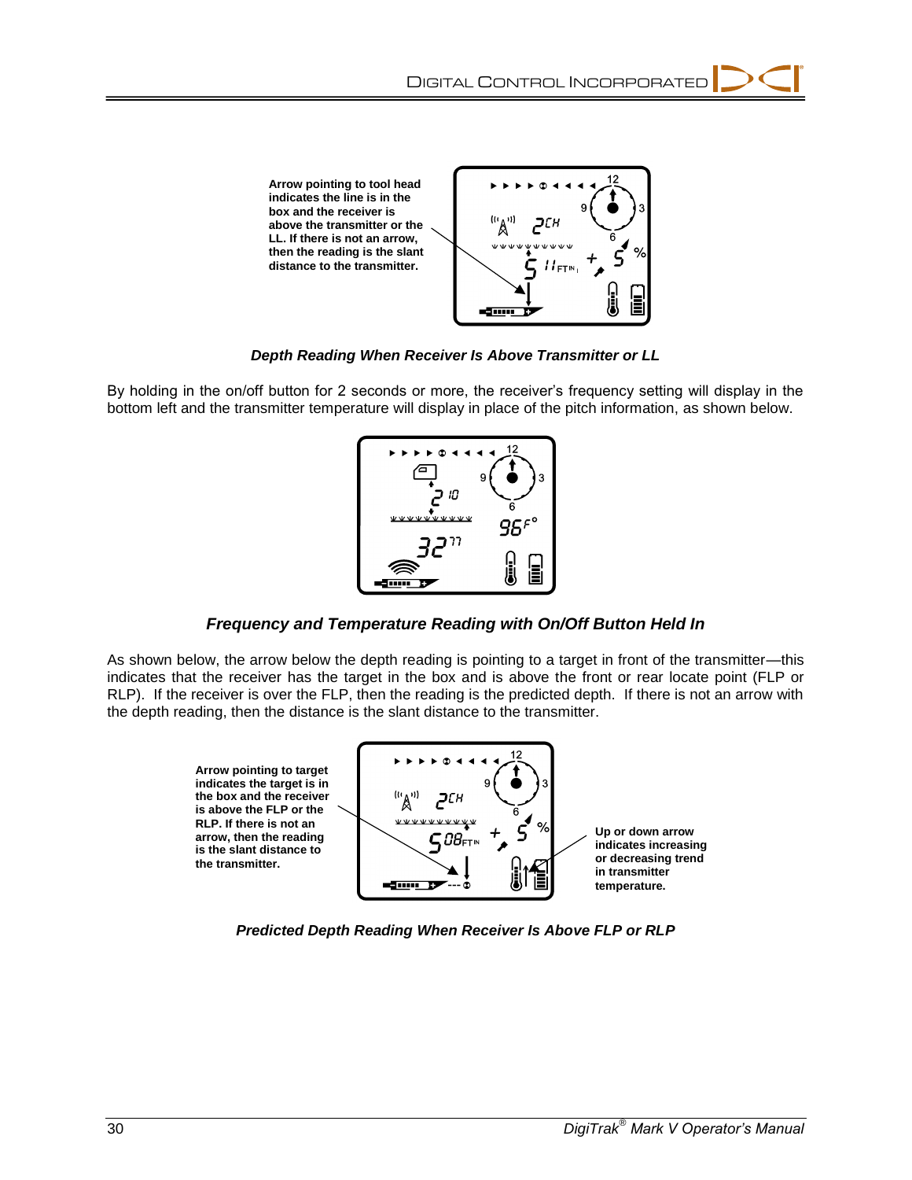Arrow pointing to tool head indicates the line is in the box and the receiver is above the transmitter or the LL. If there is not an arrow, then the reading is the slant distance to the transmitter.

***Depth Reading When Receiver Is Above Transmitter or LL***

By holding in the on/off button for 2 seconds or more, the receiver's frequency setting will display in the bottom left and the transmitter temperature will display in place of the pitch information, as shown below.

***Frequency and Temperature Reading with On/Off Button Held In***

As shown below, the arrow below the depth reading is pointing to a target in front of the transmitter—this indicates that the receiver has the target in the box and is above the front or rear locate point (FLP or RLP). If the receiver is over the FLP, then the reading is the predicted depth. If there is not an arrow with the depth reading, then the distance is the slant distance to the transmitter.

Arrow pointing to target indicates the target is in the box and the receiver is above the FLP or the RLP. If there is not an arrow, then the reading is the slant distance to the transmitter.

Up or down arrow indicates increasing or decreasing trend in transmitter temperature.

***Predicted Depth Reading When Receiver Is Above FLP or RLP***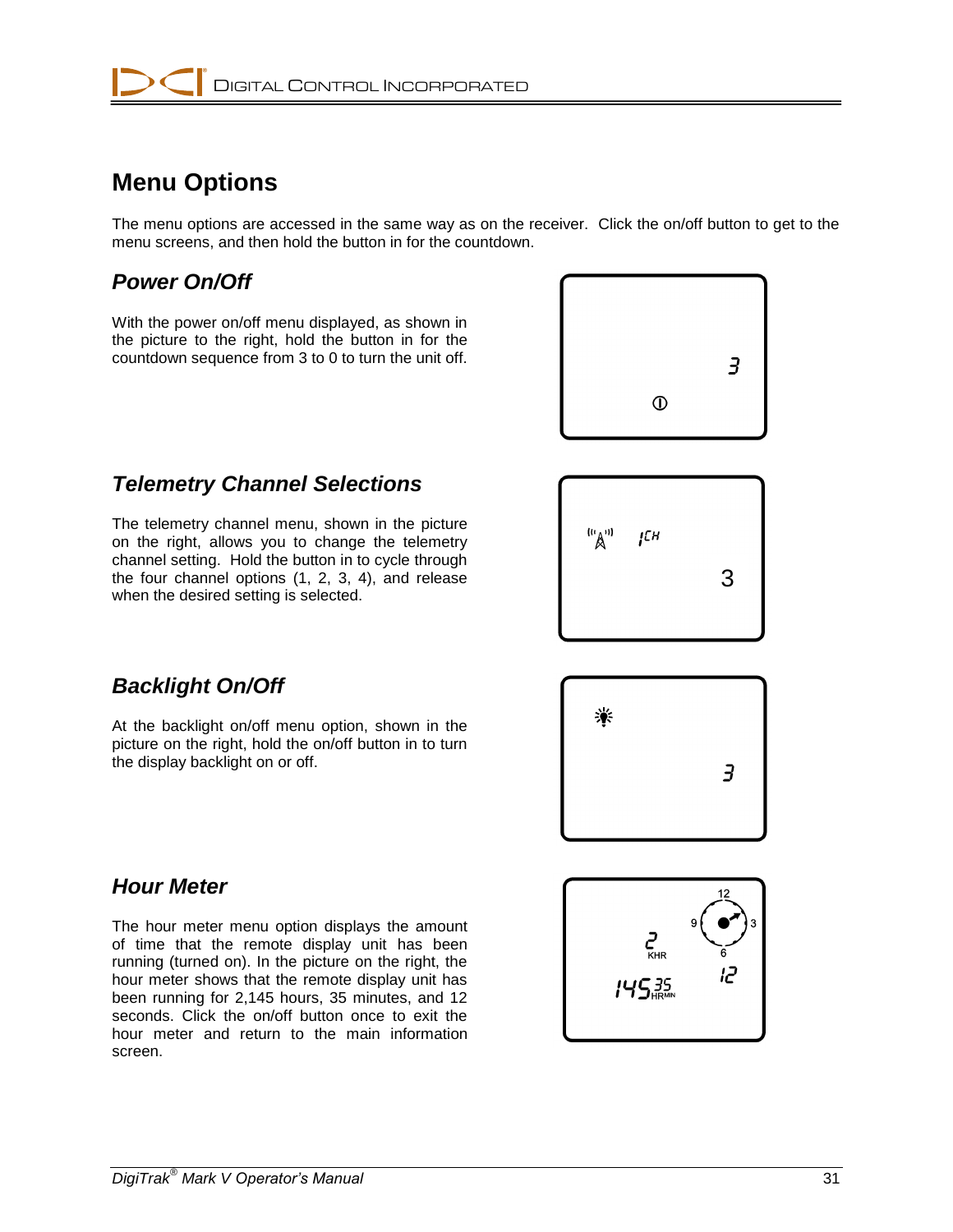## Menu Options

The menu options are accessed in the same way as on the receiver. Click the on/off button to get to the menu screens, and then hold the button in for the countdown.

### *Power On/Off*

With the power on/off menu displayed, as shown in the picture to the right, hold the button in for the countdown sequence from 3 to 0 to turn the unit off.

### *Telemetry Channel Selections*

The telemetry channel menu, shown in the picture on the right, allows you to change the telemetry channel setting. Hold the button in to cycle through the four channel options (1, 2, 3, 4), and release when the desired setting is selected.

### *Backlight On/Off*

At the backlight on/off menu option, shown in the picture on the right, hold the on/off button in to turn the display backlight on or off.

### *Hour Meter*

The hour meter menu option displays the amount of time that the remote display unit has been running (turned on). In the picture on the right, the hour meter shows that the remote display unit has been running for 2,145 hours, 35 minutes, and 12 seconds. Click the on/off button once to exit the hour meter and return to the main information screen.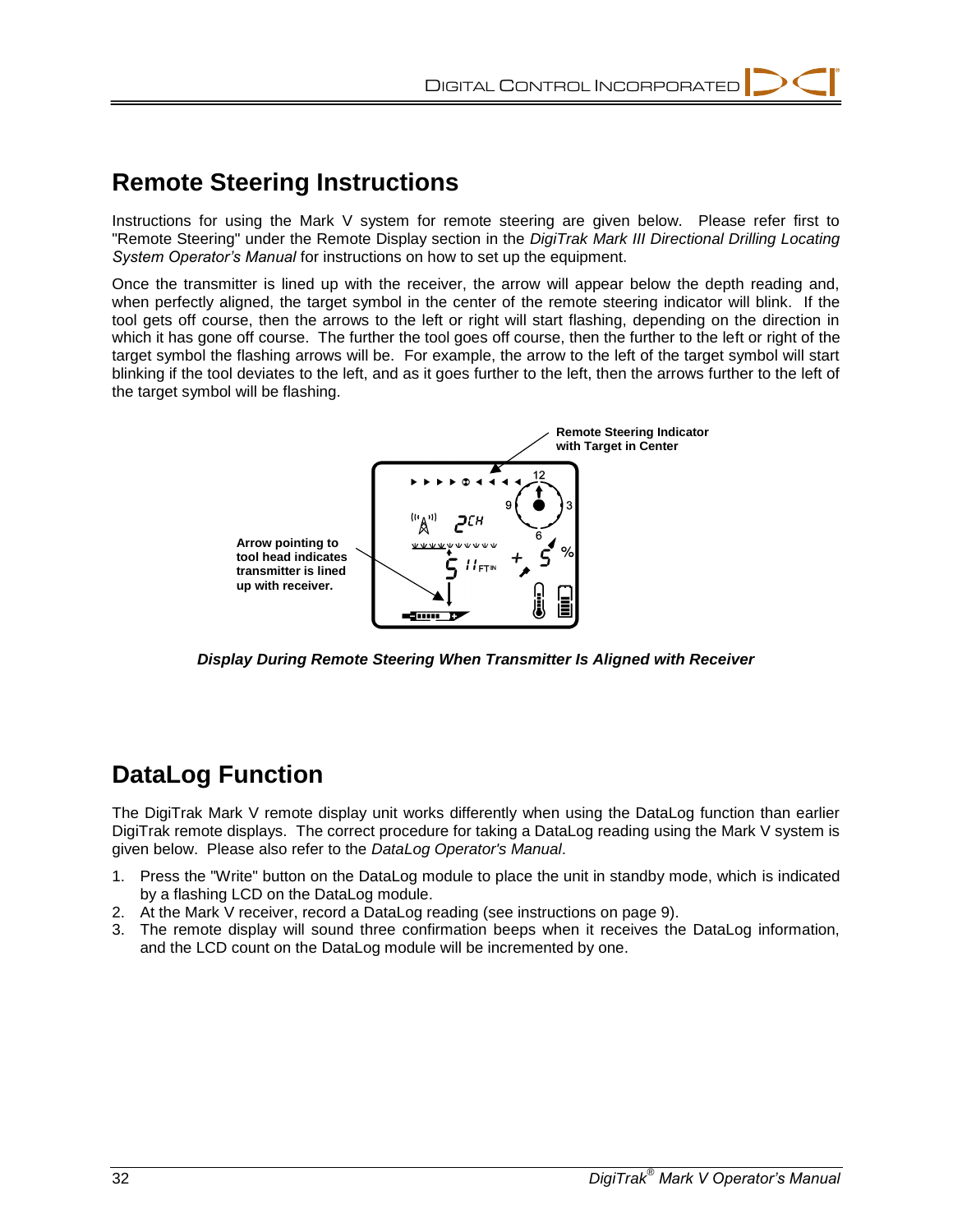## Remote Steering Instructions

Instructions for using the Mark V system for remote steering are given below. Please refer first to "Remote Steering" under the Remote Display section in the *DigiTrak Mark III Directional Drilling Locating System Operator's Manual* for instructions on how to set up the equipment.

Once the transmitter is lined up with the receiver, the arrow will appear below the depth reading and, when perfectly aligned, the target symbol in the center of the remote steering indicator will blink. If the tool gets off course, then the arrows to the left or right will start flashing, depending on the direction in which it has gone off course. The further the tool goes off course, then the further to the left or right of the target symbol the flashing arrows will be. For example, the arrow to the left of the target symbol will start blinking if the tool deviates to the left, and as it goes further to the left, then the arrows further to the left of the target symbol will be flashing.

**Remote Steering Indicator with Target in Center**

**Arrow pointing to tool head indicates transmitter is lined up with receiver.**

***Display During Remote Steering When Transmitter Is Aligned with Receiver***

## DataLog Function

The DigiTrak Mark V remote display unit works differently when using the DataLog function than earlier DigiTrak remote displays. The correct procedure for taking a DataLog reading using the Mark V system is given below. Please also refer to the *DataLog Operator's Manual*.

1. Press the "Write" button on the DataLog module to place the unit in standby mode, which is indicated by a flashing LCD on the DataLog module.
2. At the Mark V receiver, record a DataLog reading (see instructions on page 9).
3. The remote display will sound three confirmation beeps when it receives the DataLog information, and the LCD count on the DataLog module will be incremented by one.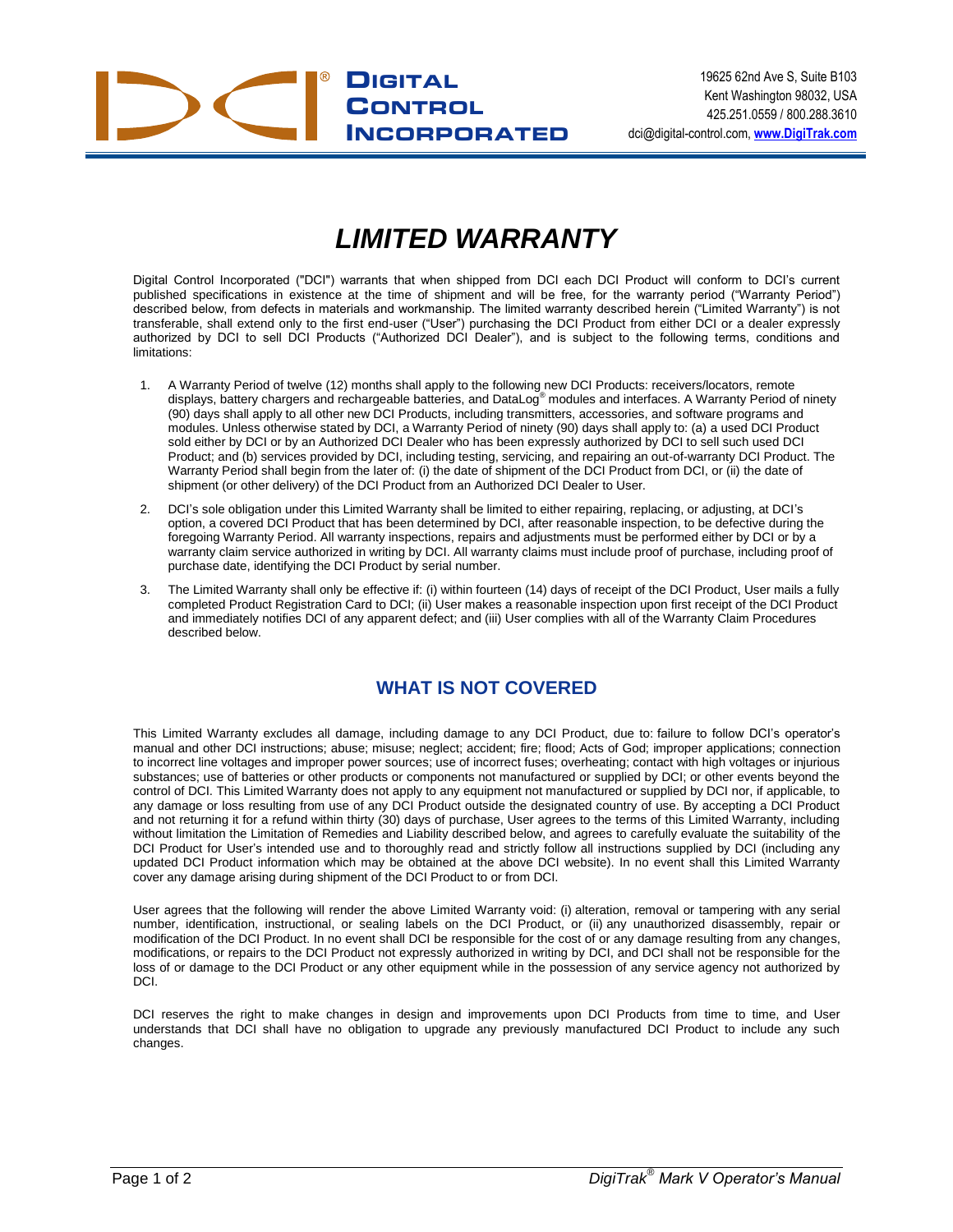**DIGITAL CONTROL INCORPORATED**

19625 62nd Ave S, Suite B103
Kent Washington 98032, USA
425.251.0559 / 800.288.3610
dci@digital-control.com, **www.DigiTrak.com**

# *LIMITED WARRANTY*

Digital Control Incorporated ("DCI") warrants that when shipped from DCI each DCI Product will conform to DCI's current published specifications in existence at the time of shipment and will be free, for the warranty period ("Warranty Period") described below, from defects in materials and workmanship. The limited warranty described herein ("Limited Warranty") is not transferable, shall extend only to the first end-user ("User") purchasing the DCI Product from either DCI or a dealer expressly authorized by DCI to sell DCI Products ("Authorized DCI Dealer"), and is subject to the following terms, conditions and limitations:

1. A Warranty Period of twelve (12) months shall apply to the following new DCI Products: receivers/locators, remote displays, battery chargers and rechargeable batteries, and DataLog® modules and interfaces. A Warranty Period of ninety (90) days shall apply to all other new DCI Products, including transmitters, accessories, and software programs and modules. Unless otherwise stated by DCI, a Warranty Period of ninety (90) days shall apply to: (a) a used DCI Product sold either by DCI or by an Authorized DCI Dealer who has been expressly authorized by DCI to sell such used DCI Product; and (b) services provided by DCI, including testing, servicing, and repairing an out-of-warranty DCI Product. The Warranty Period shall begin from the later of: (i) the date of shipment of the DCI Product from DCI, or (ii) the date of shipment (or other delivery) of the DCI Product from an Authorized DCI Dealer to User.

2. DCI's sole obligation under this Limited Warranty shall be limited to either repairing, replacing, or adjusting, at DCI's option, a covered DCI Product that has been determined by DCI, after reasonable inspection, to be defective during the foregoing Warranty Period. All warranty inspections, repairs and adjustments must be performed either by DCI or by a warranty claim service authorized in writing by DCI. All warranty claims must include proof of purchase, including proof of purchase date, identifying the DCI Product by serial number.

3. The Limited Warranty shall only be effective if: (i) within fourteen (14) days of receipt of the DCI Product, User mails a fully completed Product Registration Card to DCI; (ii) User makes a reasonable inspection upon first receipt of the DCI Product and immediately notifies DCI of any apparent defect; and (iii) User complies with all of the Warranty Claim Procedures described below.

## WHAT IS NOT COVERED

This Limited Warranty excludes all damage, including damage to any DCI Product, due to: failure to follow DCI's operator's manual and other DCI instructions; abuse; misuse; neglect; accident; fire; flood; Acts of God; improper applications; connection to incorrect line voltages and improper power sources; use of incorrect fuses; overheating; contact with high voltages or injurious substances; use of batteries or other products or components not manufactured or supplied by DCI; or other events beyond the control of DCI. This Limited Warranty does not apply to any equipment not manufactured or supplied by DCI nor, if applicable, to any damage or loss resulting from use of any DCI Product outside the designated country of use. By accepting a DCI Product and not returning it for a refund within thirty (30) days of purchase, User agrees to the terms of this Limited Warranty, including without limitation the Limitation of Remedies and Liability described below, and agrees to carefully evaluate the suitability of the DCI Product for User's intended use and to thoroughly read and strictly follow all instructions supplied by DCI (including any updated DCI Product information which may be obtained at the above DCI website). In no event shall this Limited Warranty cover any damage arising during shipment of the DCI Product to or from DCI.

User agrees that the following will render the above Limited Warranty void: (i) alteration, removal or tampering with any serial number, identification, instructional, or sealing labels on the DCI Product, or (ii) any unauthorized disassembly, repair or modification of the DCI Product. In no event shall DCI be responsible for the cost of or any damage resulting from any changes, modifications, or repairs to the DCI Product not expressly authorized in writing by DCI, and DCI shall not be responsible for the loss of or damage to the DCI Product or any other equipment while in the possession of any service agency not authorized by DCI.

DCI reserves the right to make changes in design and improvements upon DCI Products from time to time, and User understands that DCI shall have no obligation to upgrade any previously manufactured DCI Product to include any such changes.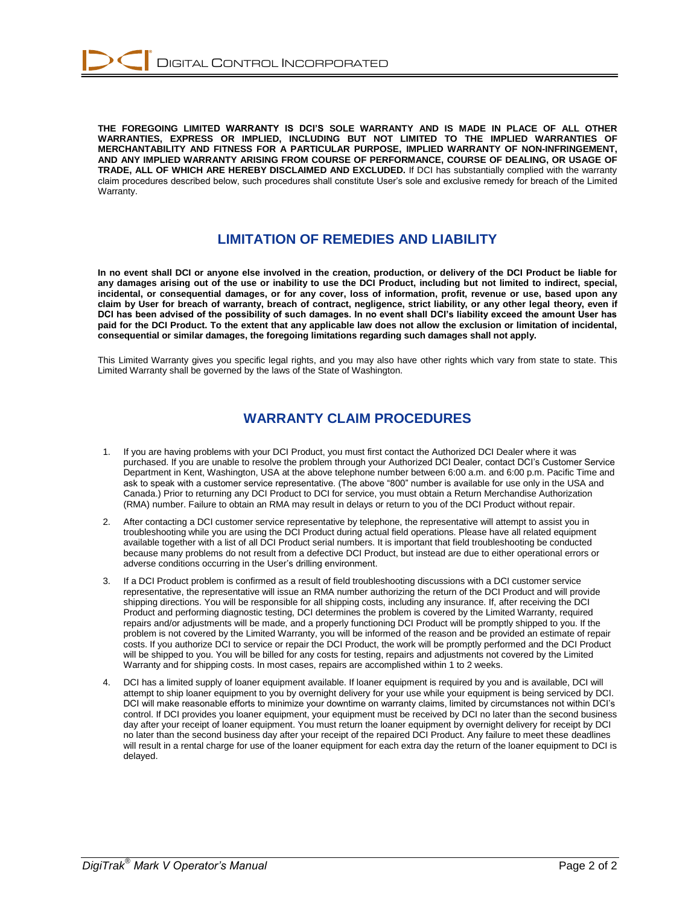**THE FOREGOING LIMITED WARRANTY IS DCI'S SOLE WARRANTY AND IS MADE IN PLACE OF ALL OTHER WARRANTIES, EXPRESS OR IMPLIED, INCLUDING BUT NOT LIMITED TO THE IMPLIED WARRANTIES OF MERCHANTABILITY AND FITNESS FOR A PARTICULAR PURPOSE, IMPLIED WARRANTY OF NON-INFRINGEMENT, AND ANY IMPLIED WARRANTY ARISING FROM COURSE OF PERFORMANCE, COURSE OF DEALING, OR USAGE OF TRADE, ALL OF WHICH ARE HEREBY DISCLAIMED AND EXCLUDED.** If DCI has substantially complied with the warranty claim procedures described below, such procedures shall constitute User's sole and exclusive remedy for breach of the Limited Warranty.

## LIMITATION OF REMEDIES AND LIABILITY

**In no event shall DCI or anyone else involved in the creation, production, or delivery of the DCI Product be liable for any damages arising out of the use or inability to use the DCI Product, including but not limited to indirect, special, incidental, or consequential damages, or for any cover, loss of information, profit, revenue or use, based upon any claim by User for breach of warranty, breach of contract, negligence, strict liability, or any other legal theory, even if DCI has been advised of the possibility of such damages. In no event shall DCI's liability exceed the amount User has paid for the DCI Product. To the extent that any applicable law does not allow the exclusion or limitation of incidental, consequential or similar damages, the foregoing limitations regarding such damages shall not apply.**

This Limited Warranty gives you specific legal rights, and you may also have other rights which vary from state to state. This Limited Warranty shall be governed by the laws of the State of Washington.

## WARRANTY CLAIM PROCEDURES

1. If you are having problems with your DCI Product, you must first contact the Authorized DCI Dealer where it was purchased. If you are unable to resolve the problem through your Authorized DCI Dealer, contact DCI's Customer Service Department in Kent, Washington, USA at the above telephone number between 6:00 a.m. and 6:00 p.m. Pacific Time and ask to speak with a customer service representative. (The above "800" number is available for use only in the USA and Canada.) Prior to returning any DCI Product to DCI for service, you must obtain a Return Merchandise Authorization (RMA) number. Failure to obtain an RMA may result in delays or return to you of the DCI Product without repair.

2. After contacting a DCI customer service representative by telephone, the representative will attempt to assist you in troubleshooting while you are using the DCI Product during actual field operations. Please have all related equipment available together with a list of all DCI Product serial numbers. It is important that field troubleshooting be conducted because many problems do not result from a defective DCI Product, but instead are due to either operational errors or adverse conditions occurring in the User's drilling environment.

3. If a DCI Product problem is confirmed as a result of field troubleshooting discussions with a DCI customer service representative, the representative will issue an RMA number authorizing the return of the DCI Product and will provide shipping directions. You will be responsible for all shipping costs, including any insurance. If, after receiving the DCI Product and performing diagnostic testing, DCI determines the problem is covered by the Limited Warranty, required repairs and/or adjustments will be made, and a properly functioning DCI Product will be promptly shipped to you. If the problem is not covered by the Limited Warranty, you will be informed of the reason and be provided an estimate of repair costs. If you authorize DCI to service or repair the DCI Product, the work will be promptly performed and the DCI Product will be shipped to you. You will be billed for any costs for testing, repairs and adjustments not covered by the Limited Warranty and for shipping costs. In most cases, repairs are accomplished within 1 to 2 weeks.

4. DCI has a limited supply of loaner equipment available. If loaner equipment is required by you and is available, DCI will attempt to ship loaner equipment to you by overnight delivery for your use while your equipment is being serviced by DCI. DCI will make reasonable efforts to minimize your downtime on warranty claims, limited by circumstances not within DCI's control. If DCI provides you loaner equipment, your equipment must be received by DCI no later than the second business day after your receipt of loaner equipment. You must return the loaner equipment by overnight delivery for receipt by DCI no later than the second business day after your receipt of the repaired DCI Product. Any failure to meet these deadlines will result in a rental charge for use of the loaner equipment for each extra day the return of the loaner equipment to DCI is delayed.